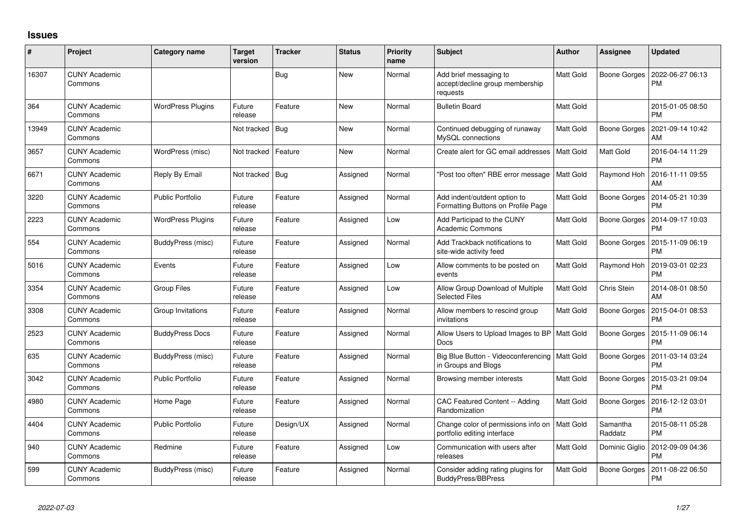## Issues

| # | Project | Category name | Target version | Tracker | Status | Priority name | Subject | Author | Assignee | Updated |
|---|---|---|---|---|---|---|---|---|---|---|
| 16307 | CUNY Academic Commons | | | Bug | New | Normal | Add brief messaging to accept/decline group membership requests | Matt Gold | Boone Gorges | 2022-06-27 06:13 PM |
| 364 | CUNY Academic Commons | WordPress Plugins | Future release | Feature | New | Normal | Bulletin Board | Matt Gold | | 2015-01-05 08:50 PM |
| 13949 | CUNY Academic Commons | | Not tracked | Bug | New | Normal | Continued debugging of runaway MySQL connections | Matt Gold | Boone Gorges | 2021-09-14 10:42 AM |
| 3657 | CUNY Academic Commons | WordPress (misc) | Not tracked | Feature | New | Normal | Create alert for GC email addresses | Matt Gold | Matt Gold | 2016-04-14 11:29 PM |
| 6671 | CUNY Academic Commons | Reply By Email | Not tracked | Bug | Assigned | Normal | "Post too often" RBE error message | Matt Gold | Raymond Hoh | 2016-11-11 09:55 AM |
| 3220 | CUNY Academic Commons | Public Portfolio | Future release | Feature | Assigned | Normal | Add indent/outdent option to Formatting Buttons on Profile Page | Matt Gold | Boone Gorges | 2014-05-21 10:39 PM |
| 2223 | CUNY Academic Commons | WordPress Plugins | Future release | Feature | Assigned | Low | Add Participad to the CUNY Academic Commons | Matt Gold | Boone Gorges | 2014-09-17 10:03 PM |
| 554 | CUNY Academic Commons | BuddyPress (misc) | Future release | Feature | Assigned | Normal | Add Trackback notifications to site-wide activity feed | Matt Gold | Boone Gorges | 2015-11-09 06:19 PM |
| 5016 | CUNY Academic Commons | Events | Future release | Feature | Assigned | Low | Allow comments to be posted on events | Matt Gold | Raymond Hoh | 2019-03-01 02:23 PM |
| 3354 | CUNY Academic Commons | Group Files | Future release | Feature | Assigned | Low | Allow Group Download of Multiple Selected Files | Matt Gold | Chris Stein | 2014-08-01 08:50 AM |
| 3308 | CUNY Academic Commons | Group Invitations | Future release | Feature | Assigned | Normal | Allow members to rescind group invitations | Matt Gold | Boone Gorges | 2015-04-01 08:53 PM |
| 2523 | CUNY Academic Commons | BuddyPress Docs | Future release | Feature | Assigned | Normal | Allow Users to Upload Images to BP Docs | Matt Gold | Boone Gorges | 2015-11-09 06:14 PM |
| 635 | CUNY Academic Commons | BuddyPress (misc) | Future release | Feature | Assigned | Normal | Big Blue Button - Videoconferencing in Groups and Blogs | Matt Gold | Boone Gorges | 2011-03-14 03:24 PM |
| 3042 | CUNY Academic Commons | Public Portfolio | Future release | Feature | Assigned | Normal | Browsing member interests | Matt Gold | Boone Gorges | 2015-03-21 09:04 PM |
| 4980 | CUNY Academic Commons | Home Page | Future release | Feature | Assigned | Normal | CAC Featured Content -- Adding Randomization | Matt Gold | Boone Gorges | 2016-12-12 03:01 PM |
| 4404 | CUNY Academic Commons | Public Portfolio | Future release | Design/UX | Assigned | Normal | Change color of permissions info on portfolio editing interface | Matt Gold | Samantha Raddatz | 2015-08-11 05:28 PM |
| 940 | CUNY Academic Commons | Redmine | Future release | Feature | Assigned | Low | Communication with users after releases | Matt Gold | Dominic Giglio | 2012-09-09 04:36 PM |
| 599 | CUNY Academic Commons | BuddyPress (misc) | Future release | Feature | Assigned | Normal | Consider adding rating plugins for BuddyPress/BBPress | Matt Gold | Boone Gorges | 2011-08-22 06:50 PM |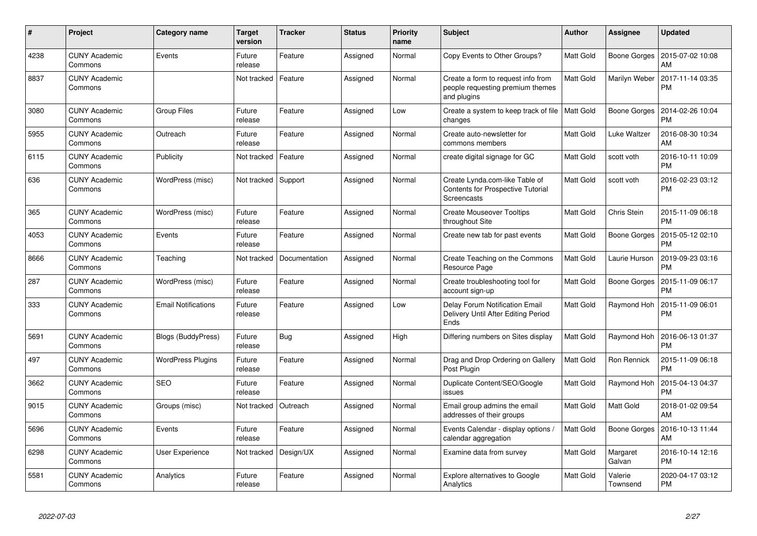| # | Project | Category name | Target version | Tracker | Status | Priority name | Subject | Author | Assignee | Updated |
|---|---|---|---|---|---|---|---|---|---|---|
| 4238 | CUNY Academic Commons | Events | Future release | Feature | Assigned | Normal | Copy Events to Other Groups? | Matt Gold | Boone Gorges | 2015-07-02 10:08 AM |
| 8837 | CUNY Academic Commons | | Not tracked | Feature | Assigned | Normal | Create a form to request info from people requesting premium themes and plugins | Matt Gold | Marilyn Weber | 2017-11-14 03:35 PM |
| 3080 | CUNY Academic Commons | Group Files | Future release | Feature | Assigned | Low | Create a system to keep track of file changes | Matt Gold | Boone Gorges | 2014-02-26 10:04 PM |
| 5955 | CUNY Academic Commons | Outreach | Future release | Feature | Assigned | Normal | Create auto-newsletter for commons members | Matt Gold | Luke Waltzer | 2016-08-30 10:34 AM |
| 6115 | CUNY Academic Commons | Publicity | Not tracked | Feature | Assigned | Normal | create digital signage for GC | Matt Gold | scott voth | 2016-10-11 10:09 PM |
| 636 | CUNY Academic Commons | WordPress (misc) | Not tracked | Support | Assigned | Normal | Create Lynda.com-like Table of Contents for Prospective Tutorial Screencasts | Matt Gold | scott voth | 2016-02-23 03:12 PM |
| 365 | CUNY Academic Commons | WordPress (misc) | Future release | Feature | Assigned | Normal | Create Mouseover Tooltips throughout Site | Matt Gold | Chris Stein | 2015-11-09 06:18 PM |
| 4053 | CUNY Academic Commons | Events | Future release | Feature | Assigned | Normal | Create new tab for past events | Matt Gold | Boone Gorges | 2015-05-12 02:10 PM |
| 8666 | CUNY Academic Commons | Teaching | Not tracked | Documentation | Assigned | Normal | Create Teaching on the Commons Resource Page | Matt Gold | Laurie Hurson | 2019-09-23 03:16 PM |
| 287 | CUNY Academic Commons | WordPress (misc) | Future release | Feature | Assigned | Normal | Create troubleshooting tool for account sign-up | Matt Gold | Boone Gorges | 2015-11-09 06:17 PM |
| 333 | CUNY Academic Commons | Email Notifications | Future release | Feature | Assigned | Low | Delay Forum Notification Email Delivery Until After Editing Period Ends | Matt Gold | Raymond Hoh | 2015-11-09 06:01 PM |
| 5691 | CUNY Academic Commons | Blogs (BuddyPress) | Future release | Bug | Assigned | High | Differing numbers on Sites display | Matt Gold | Raymond Hoh | 2016-06-13 01:37 PM |
| 497 | CUNY Academic Commons | WordPress Plugins | Future release | Feature | Assigned | Normal | Drag and Drop Ordering on Gallery Post Plugin | Matt Gold | Ron Rennick | 2015-11-09 06:18 PM |
| 3662 | CUNY Academic Commons | SEO | Future release | Feature | Assigned | Normal | Duplicate Content/SEO/Google issues | Matt Gold | Raymond Hoh | 2015-04-13 04:37 PM |
| 9015 | CUNY Academic Commons | Groups (misc) | Not tracked | Outreach | Assigned | Normal | Email group admins the email addresses of their groups | Matt Gold | Matt Gold | 2018-01-02 09:54 AM |
| 5696 | CUNY Academic Commons | Events | Future release | Feature | Assigned | Normal | Events Calendar - display options / calendar aggregation | Matt Gold | Boone Gorges | 2016-10-13 11:44 AM |
| 6298 | CUNY Academic Commons | User Experience | Not tracked | Design/UX | Assigned | Normal | Examine data from survey | Matt Gold | Margaret Galvan | 2016-10-14 12:16 PM |
| 5581 | CUNY Academic Commons | Analytics | Future release | Feature | Assigned | Normal | Explore alternatives to Google Analytics | Matt Gold | Valerie Townsend | 2020-04-17 03:12 PM |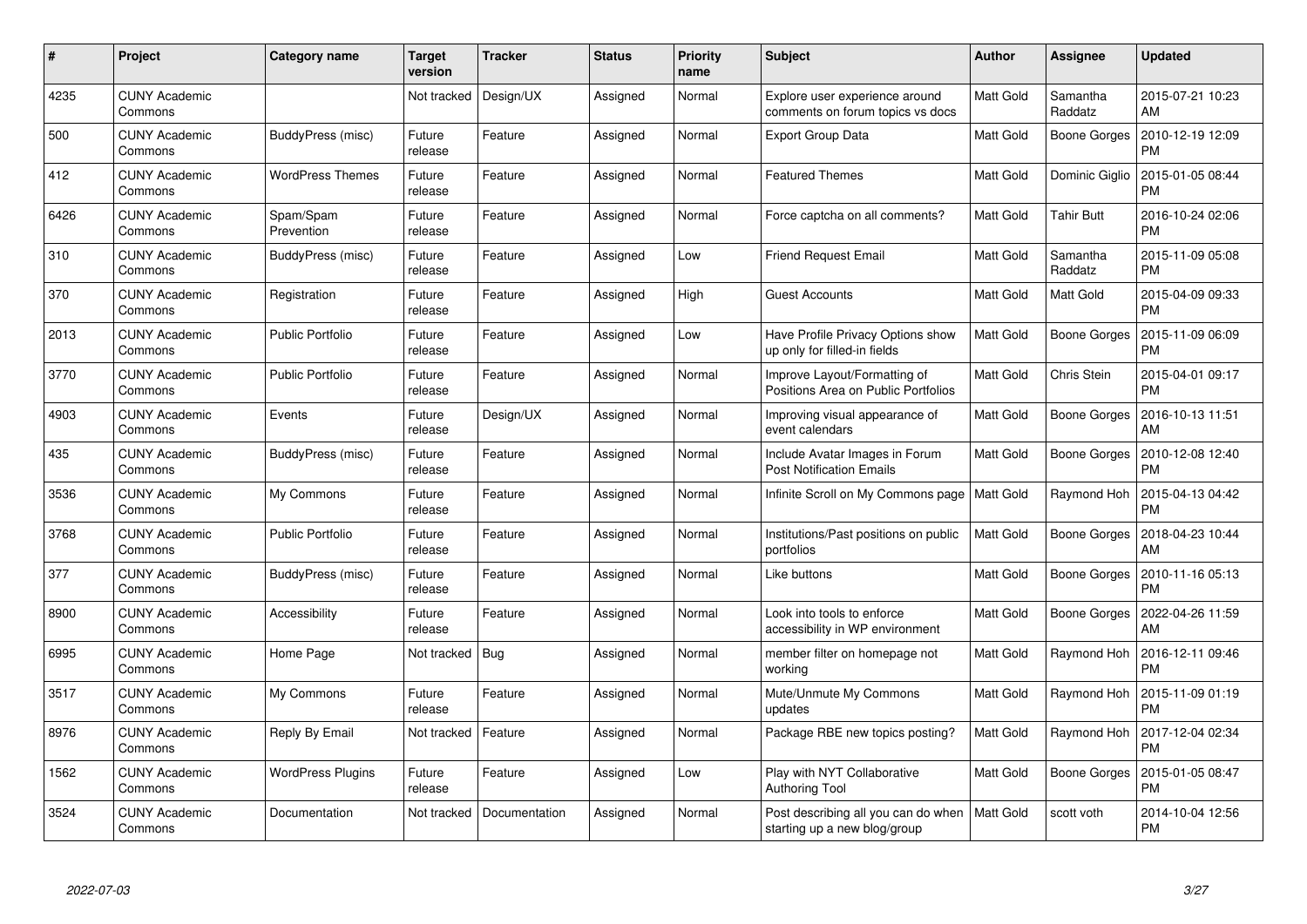| # | Project | Category name | Target version | Tracker | Status | Priority name | Subject | Author | Assignee | Updated |
|---|---|---|---|---|---|---|---|---|---|---|
| 4235 | CUNY Academic Commons | | Not tracked | Design/UX | Assigned | Normal | Explore user experience around comments on forum topics vs docs | Matt Gold | Samantha Raddatz | 2015-07-21 10:23 AM |
| 500 | CUNY Academic Commons | BuddyPress (misc) | Future release | Feature | Assigned | Normal | Export Group Data | Matt Gold | Boone Gorges | 2010-12-19 12:09 PM |
| 412 | CUNY Academic Commons | WordPress Themes | Future release | Feature | Assigned | Normal | Featured Themes | Matt Gold | Dominic Giglio | 2015-01-05 08:44 PM |
| 6426 | CUNY Academic Commons | Spam/Spam Prevention | Future release | Feature | Assigned | Normal | Force captcha on all comments? | Matt Gold | Tahir Butt | 2016-10-24 02:06 PM |
| 310 | CUNY Academic Commons | BuddyPress (misc) | Future release | Feature | Assigned | Low | Friend Request Email | Matt Gold | Samantha Raddatz | 2015-11-09 05:08 PM |
| 370 | CUNY Academic Commons | Registration | Future release | Feature | Assigned | High | Guest Accounts | Matt Gold | Matt Gold | 2015-04-09 09:33 PM |
| 2013 | CUNY Academic Commons | Public Portfolio | Future release | Feature | Assigned | Low | Have Profile Privacy Options show up only for filled-in fields | Matt Gold | Boone Gorges | 2015-11-09 06:09 PM |
| 3770 | CUNY Academic Commons | Public Portfolio | Future release | Feature | Assigned | Normal | Improve Layout/Formatting of Positions Area on Public Portfolios | Matt Gold | Chris Stein | 2015-04-01 09:17 PM |
| 4903 | CUNY Academic Commons | Events | Future release | Design/UX | Assigned | Normal | Improving visual appearance of event calendars | Matt Gold | Boone Gorges | 2016-10-13 11:51 AM |
| 435 | CUNY Academic Commons | BuddyPress (misc) | Future release | Feature | Assigned | Normal | Include Avatar Images in Forum Post Notification Emails | Matt Gold | Boone Gorges | 2010-12-08 12:40 PM |
| 3536 | CUNY Academic Commons | My Commons | Future release | Feature | Assigned | Normal | Infinite Scroll on My Commons page | Matt Gold | Raymond Hoh | 2015-04-13 04:42 PM |
| 3768 | CUNY Academic Commons | Public Portfolio | Future release | Feature | Assigned | Normal | Institutions/Past positions on public portfolios | Matt Gold | Boone Gorges | 2018-04-23 10:44 AM |
| 377 | CUNY Academic Commons | BuddyPress (misc) | Future release | Feature | Assigned | Normal | Like buttons | Matt Gold | Boone Gorges | 2010-11-16 05:13 PM |
| 8900 | CUNY Academic Commons | Accessibility | Future release | Feature | Assigned | Normal | Look into tools to enforce accessibility in WP environment | Matt Gold | Boone Gorges | 2022-04-26 11:59 AM |
| 6995 | CUNY Academic Commons | Home Page | Not tracked | Bug | Assigned | Normal | member filter on homepage not working | Matt Gold | Raymond Hoh | 2016-12-11 09:46 PM |
| 3517 | CUNY Academic Commons | My Commons | Future release | Feature | Assigned | Normal | Mute/Unmute My Commons updates | Matt Gold | Raymond Hoh | 2015-11-09 01:19 PM |
| 8976 | CUNY Academic Commons | Reply By Email | Not tracked | Feature | Assigned | Normal | Package RBE new topics posting? | Matt Gold | Raymond Hoh | 2017-12-04 02:34 PM |
| 1562 | CUNY Academic Commons | WordPress Plugins | Future release | Feature | Assigned | Low | Play with NYT Collaborative Authoring Tool | Matt Gold | Boone Gorges | 2015-01-05 08:47 PM |
| 3524 | CUNY Academic Commons | Documentation | Not tracked | Documentation | Assigned | Normal | Post describing all you can do when starting up a new blog/group | Matt Gold | scott voth | 2014-10-04 12:56 PM |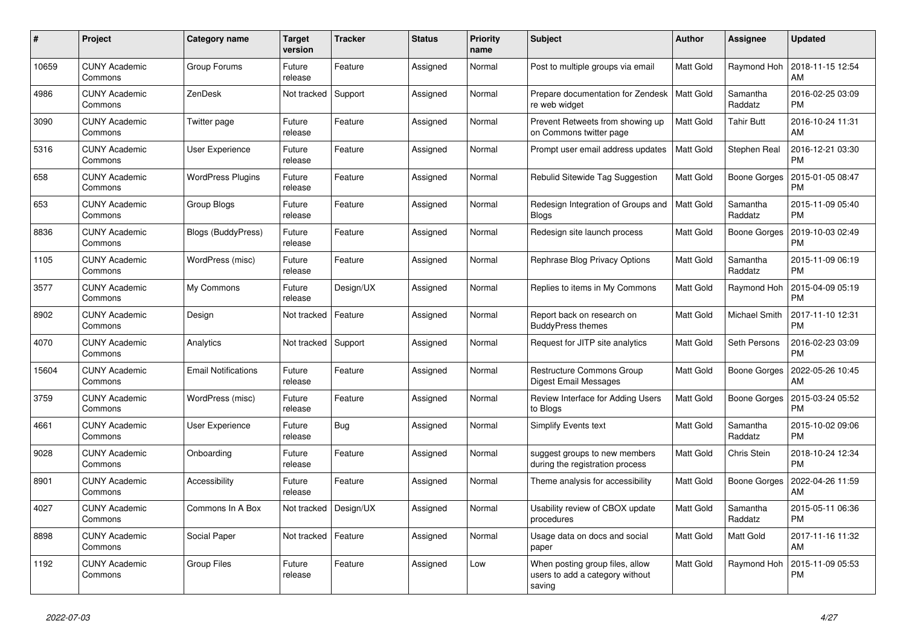| # | Project | Category name | Target version | Tracker | Status | Priority name | Subject | Author | Assignee | Updated |
|---|---|---|---|---|---|---|---|---|---|---|
| 10659 | CUNY Academic Commons | Group Forums | Future release | Feature | Assigned | Normal | Post to multiple groups via email | Matt Gold | Raymond Hoh | 2018-11-15 12:54 AM |
| 4986 | CUNY Academic Commons | ZenDesk | Not tracked | Support | Assigned | Normal | Prepare documentation for Zendesk re web widget | Matt Gold | Samantha Raddatz | 2016-02-25 03:09 PM |
| 3090 | CUNY Academic Commons | Twitter page | Future release | Feature | Assigned | Normal | Prevent Retweets from showing up on Commons twitter page | Matt Gold | Tahir Butt | 2016-10-24 11:31 AM |
| 5316 | CUNY Academic Commons | User Experience | Future release | Feature | Assigned | Normal | Prompt user email address updates | Matt Gold | Stephen Real | 2016-12-21 03:30 PM |
| 658 | CUNY Academic Commons | WordPress Plugins | Future release | Feature | Assigned | Normal | Rebulid Sitewide Tag Suggestion | Matt Gold | Boone Gorges | 2015-01-05 08:47 PM |
| 653 | CUNY Academic Commons | Group Blogs | Future release | Feature | Assigned | Normal | Redesign Integration of Groups and Blogs | Matt Gold | Samantha Raddatz | 2015-11-09 05:40 PM |
| 8836 | CUNY Academic Commons | Blogs (BuddyPress) | Future release | Feature | Assigned | Normal | Redesign site launch process | Matt Gold | Boone Gorges | 2019-10-03 02:49 PM |
| 1105 | CUNY Academic Commons | WordPress (misc) | Future release | Feature | Assigned | Normal | Rephrase Blog Privacy Options | Matt Gold | Samantha Raddatz | 2015-11-09 06:19 PM |
| 3577 | CUNY Academic Commons | My Commons | Future release | Design/UX | Assigned | Normal | Replies to items in My Commons | Matt Gold | Raymond Hoh | 2015-04-09 05:19 PM |
| 8902 | CUNY Academic Commons | Design | Not tracked | Feature | Assigned | Normal | Report back on research on BuddyPress themes | Matt Gold | Michael Smith | 2017-11-10 12:31 PM |
| 4070 | CUNY Academic Commons | Analytics | Not tracked | Support | Assigned | Normal | Request for JITP site analytics | Matt Gold | Seth Persons | 2016-02-23 03:09 PM |
| 15604 | CUNY Academic Commons | Email Notifications | Future release | Feature | Assigned | Normal | Restructure Commons Group Digest Email Messages | Matt Gold | Boone Gorges | 2022-05-26 10:45 AM |
| 3759 | CUNY Academic Commons | WordPress (misc) | Future release | Feature | Assigned | Normal | Review Interface for Adding Users to Blogs | Matt Gold | Boone Gorges | 2015-03-24 05:52 PM |
| 4661 | CUNY Academic Commons | User Experience | Future release | Bug | Assigned | Normal | Simplify Events text | Matt Gold | Samantha Raddatz | 2015-10-02 09:06 PM |
| 9028 | CUNY Academic Commons | Onboarding | Future release | Feature | Assigned | Normal | suggest groups to new members during the registration process | Matt Gold | Chris Stein | 2018-10-24 12:34 PM |
| 8901 | CUNY Academic Commons | Accessibility | Future release | Feature | Assigned | Normal | Theme analysis for accessibility | Matt Gold | Boone Gorges | 2022-04-26 11:59 AM |
| 4027 | CUNY Academic Commons | Commons In A Box | Not tracked | Design/UX | Assigned | Normal | Usability review of CBOX update procedures | Matt Gold | Samantha Raddatz | 2015-05-11 06:36 PM |
| 8898 | CUNY Academic Commons | Social Paper | Not tracked | Feature | Assigned | Normal | Usage data on docs and social paper | Matt Gold | Matt Gold | 2017-11-16 11:32 AM |
| 1192 | CUNY Academic Commons | Group Files | Future release | Feature | Assigned | Low | When posting group files, allow users to add a category without saving | Matt Gold | Raymond Hoh | 2015-11-09 05:53 PM |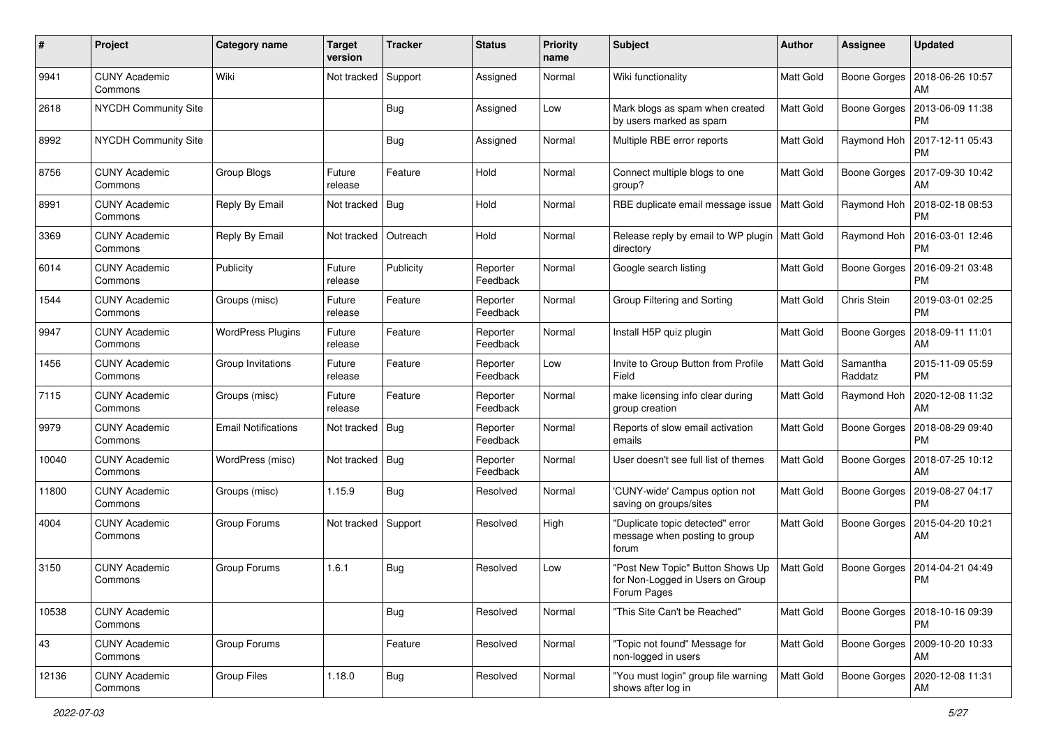| # | Project | Category name | Target version | Tracker | Status | Priority name | Subject | Author | Assignee | Updated |
|---|---|---|---|---|---|---|---|---|---|---|
| 9941 | CUNY Academic Commons | Wiki | Not tracked | Support | Assigned | Normal | Wiki functionality | Matt Gold | Boone Gorges | 2018-06-26 10:57 AM |
| 2618 | NYCDH Community Site | | | Bug | Assigned | Low | Mark blogs as spam when created by users marked as spam | Matt Gold | Boone Gorges | 2013-06-09 11:38 PM |
| 8992 | NYCDH Community Site | | | Bug | Assigned | Normal | Multiple RBE error reports | Matt Gold | Raymond Hoh | 2017-12-11 05:43 PM |
| 8756 | CUNY Academic Commons | Group Blogs | Future release | Feature | Hold | Normal | Connect multiple blogs to one group? | Matt Gold | Boone Gorges | 2017-09-30 10:42 AM |
| 8991 | CUNY Academic Commons | Reply By Email | Not tracked | Bug | Hold | Normal | RBE duplicate email message issue | Matt Gold | Raymond Hoh | 2018-02-18 08:53 PM |
| 3369 | CUNY Academic Commons | Reply By Email | Not tracked | Outreach | Hold | Normal | Release reply by email to WP plugin directory | Matt Gold | Raymond Hoh | 2016-03-01 12:46 PM |
| 6014 | CUNY Academic Commons | Publicity | Future release | Publicity | Reporter Feedback | Normal | Google search listing | Matt Gold | Boone Gorges | 2016-09-21 03:48 PM |
| 1544 | CUNY Academic Commons | Groups (misc) | Future release | Feature | Reporter Feedback | Normal | Group Filtering and Sorting | Matt Gold | Chris Stein | 2019-03-01 02:25 PM |
| 9947 | CUNY Academic Commons | WordPress Plugins | Future release | Feature | Reporter Feedback | Normal | Install H5P quiz plugin | Matt Gold | Boone Gorges | 2018-09-11 11:01 AM |
| 1456 | CUNY Academic Commons | Group Invitations | Future release | Feature | Reporter Feedback | Low | Invite to Group Button from Profile Field | Matt Gold | Samantha Raddatz | 2015-11-09 05:59 PM |
| 7115 | CUNY Academic Commons | Groups (misc) | Future release | Feature | Reporter Feedback | Normal | make licensing info clear during group creation | Matt Gold | Raymond Hoh | 2020-12-08 11:32 AM |
| 9979 | CUNY Academic Commons | Email Notifications | Not tracked | Bug | Reporter Feedback | Normal | Reports of slow email activation emails | Matt Gold | Boone Gorges | 2018-08-29 09:40 PM |
| 10040 | CUNY Academic Commons | WordPress (misc) | Not tracked | Bug | Reporter Feedback | Normal | User doesn't see full list of themes | Matt Gold | Boone Gorges | 2018-07-25 10:12 AM |
| 11800 | CUNY Academic Commons | Groups (misc) | 1.15.9 | Bug | Resolved | Normal | 'CUNY-wide' Campus option not saving on groups/sites | Matt Gold | Boone Gorges | 2019-08-27 04:17 PM |
| 4004 | CUNY Academic Commons | Group Forums | Not tracked | Support | Resolved | High | "Duplicate topic detected" error message when posting to group forum | Matt Gold | Boone Gorges | 2015-04-20 10:21 AM |
| 3150 | CUNY Academic Commons | Group Forums | 1.6.1 | Bug | Resolved | Low | "Post New Topic" Button Shows Up for Non-Logged in Users on Group Forum Pages | Matt Gold | Boone Gorges | 2014-04-21 04:49 PM |
| 10538 | CUNY Academic Commons | | | Bug | Resolved | Normal | "This Site Can't be Reached" | Matt Gold | Boone Gorges | 2018-10-16 09:39 PM |
| 43 | CUNY Academic Commons | Group Forums | | Feature | Resolved | Normal | "Topic not found" Message for non-logged in users | Matt Gold | Boone Gorges | 2009-10-20 10:33 AM |
| 12136 | CUNY Academic Commons | Group Files | 1.18.0 | Bug | Resolved | Normal | "You must login" group file warning shows after log in | Matt Gold | Boone Gorges | 2020-12-08 11:31 AM |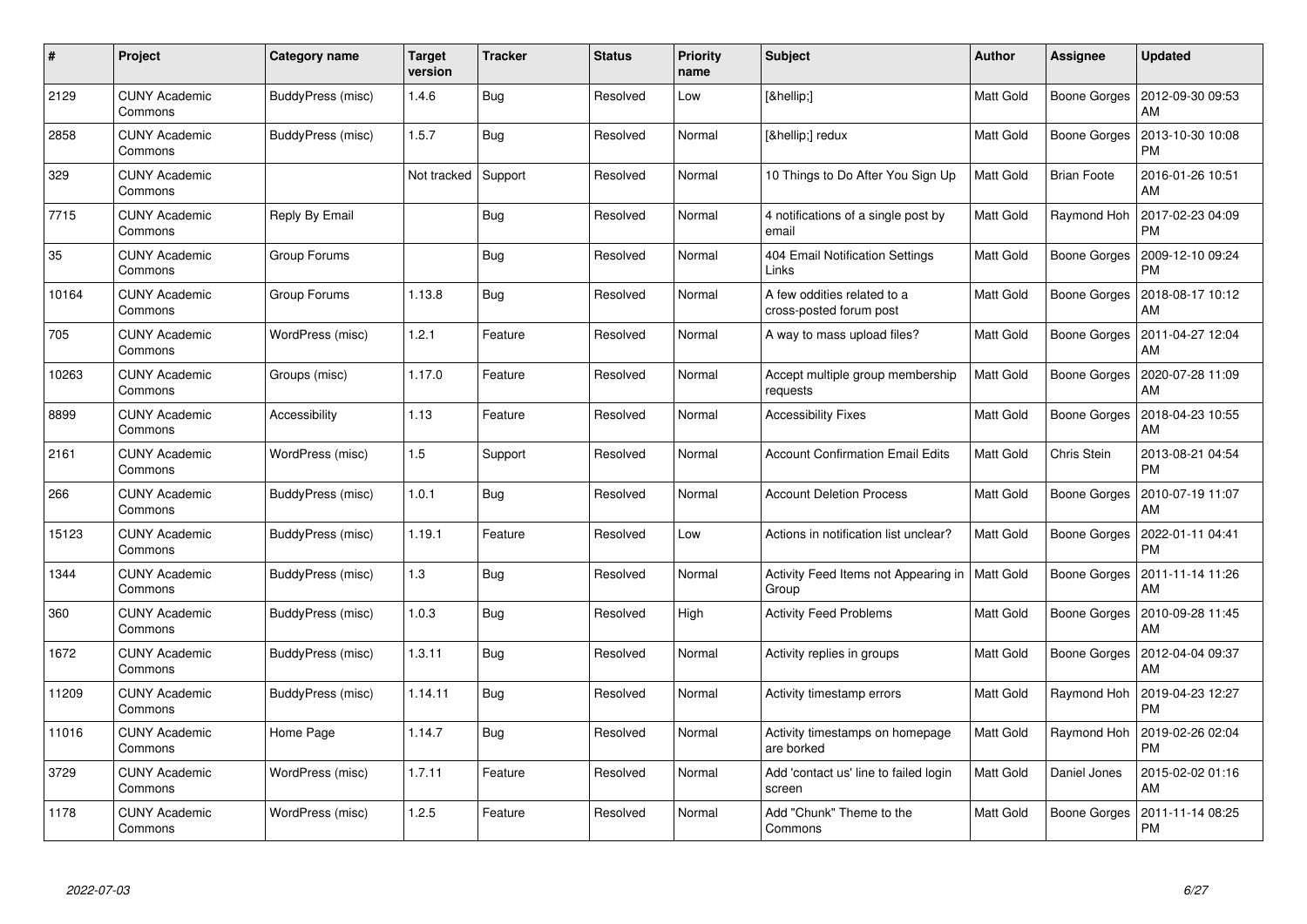| # | Project | Category name | Target version | Tracker | Status | Priority name | Subject | Author | Assignee | Updated |
|---|---|---|---|---|---|---|---|---|---|---|
| 2129 | CUNY Academic Commons | BuddyPress (misc) | 1.4.6 | Bug | Resolved | Low | [&hellip;] | Matt Gold | Boone Gorges | 2012-09-30 09:53 AM |
| 2858 | CUNY Academic Commons | BuddyPress (misc) | 1.5.7 | Bug | Resolved | Normal | [&hellip;] redux | Matt Gold | Boone Gorges | 2013-10-30 10:08 PM |
| 329 | CUNY Academic Commons | | Not tracked | Support | Resolved | Normal | 10 Things to Do After You Sign Up | Matt Gold | Brian Foote | 2016-01-26 10:51 AM |
| 7715 | CUNY Academic Commons | Reply By Email | | Bug | Resolved | Normal | 4 notifications of a single post by email | Matt Gold | Raymond Hoh | 2017-02-23 04:09 PM |
| 35 | CUNY Academic Commons | Group Forums | | Bug | Resolved | Normal | 404 Email Notification Settings Links | Matt Gold | Boone Gorges | 2009-12-10 09:24 PM |
| 10164 | CUNY Academic Commons | Group Forums | 1.13.8 | Bug | Resolved | Normal | A few oddities related to a cross-posted forum post | Matt Gold | Boone Gorges | 2018-08-17 10:12 AM |
| 705 | CUNY Academic Commons | WordPress (misc) | 1.2.1 | Feature | Resolved | Normal | A way to mass upload files? | Matt Gold | Boone Gorges | 2011-04-27 12:04 AM |
| 10263 | CUNY Academic Commons | Groups (misc) | 1.17.0 | Feature | Resolved | Normal | Accept multiple group membership requests | Matt Gold | Boone Gorges | 2020-07-28 11:09 AM |
| 8899 | CUNY Academic Commons | Accessibility | 1.13 | Feature | Resolved | Normal | Accessibility Fixes | Matt Gold | Boone Gorges | 2018-04-23 10:55 AM |
| 2161 | CUNY Academic Commons | WordPress (misc) | 1.5 | Support | Resolved | Normal | Account Confirmation Email Edits | Matt Gold | Chris Stein | 2013-08-21 04:54 PM |
| 266 | CUNY Academic Commons | BuddyPress (misc) | 1.0.1 | Bug | Resolved | Normal | Account Deletion Process | Matt Gold | Boone Gorges | 2010-07-19 11:07 AM |
| 15123 | CUNY Academic Commons | BuddyPress (misc) | 1.19.1 | Feature | Resolved | Low | Actions in notification list unclear? | Matt Gold | Boone Gorges | 2022-01-11 04:41 PM |
| 1344 | CUNY Academic Commons | BuddyPress (misc) | 1.3 | Bug | Resolved | Normal | Activity Feed Items not Appearing in Group | Matt Gold | Boone Gorges | 2011-11-14 11:26 AM |
| 360 | CUNY Academic Commons | BuddyPress (misc) | 1.0.3 | Bug | Resolved | High | Activity Feed Problems | Matt Gold | Boone Gorges | 2010-09-28 11:45 AM |
| 1672 | CUNY Academic Commons | BuddyPress (misc) | 1.3.11 | Bug | Resolved | Normal | Activity replies in groups | Matt Gold | Boone Gorges | 2012-04-04 09:37 AM |
| 11209 | CUNY Academic Commons | BuddyPress (misc) | 1.14.11 | Bug | Resolved | Normal | Activity timestamp errors | Matt Gold | Raymond Hoh | 2019-04-23 12:27 PM |
| 11016 | CUNY Academic Commons | Home Page | 1.14.7 | Bug | Resolved | Normal | Activity timestamps on homepage are borked | Matt Gold | Raymond Hoh | 2019-02-26 02:04 PM |
| 3729 | CUNY Academic Commons | WordPress (misc) | 1.7.11 | Feature | Resolved | Normal | Add 'contact us' line to failed login screen | Matt Gold | Daniel Jones | 2015-02-02 01:16 AM |
| 1178 | CUNY Academic Commons | WordPress (misc) | 1.2.5 | Feature | Resolved | Normal | Add "Chunk" Theme to the Commons | Matt Gold | Boone Gorges | 2011-11-14 08:25 PM |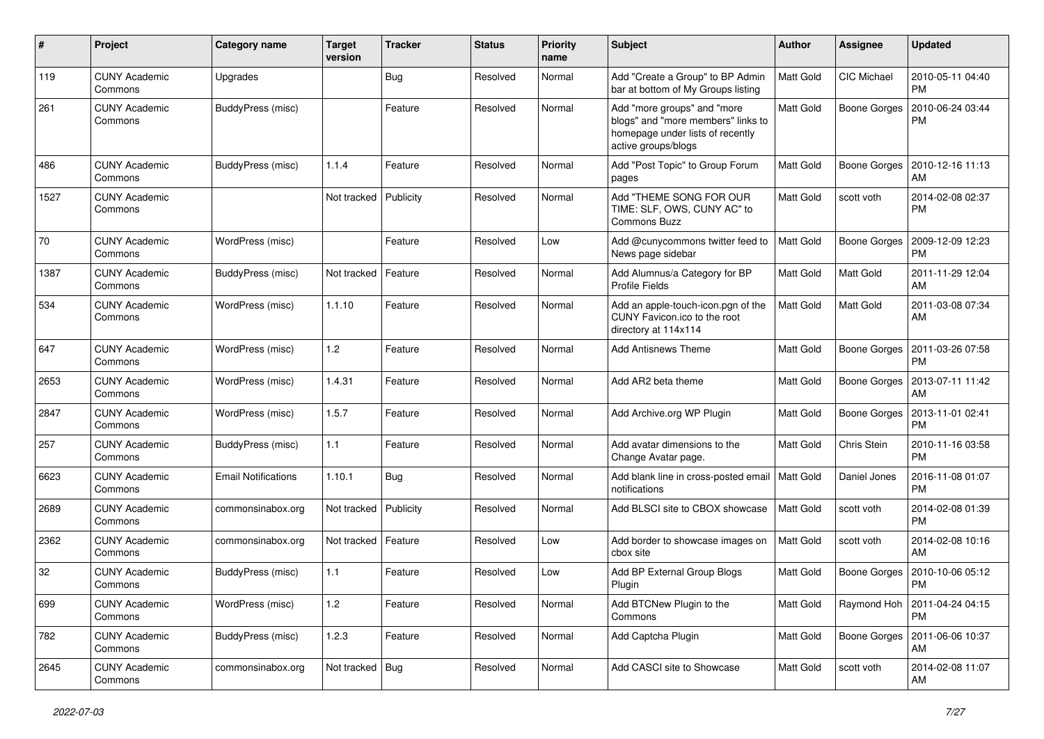| # | Project | Category name | Target version | Tracker | Status | Priority name | Subject | Author | Assignee | Updated |
|---|---|---|---|---|---|---|---|---|---|---|
| 119 | CUNY Academic Commons | Upgrades | | Bug | Resolved | Normal | Add "Create a Group" to BP Admin bar at bottom of My Groups listing | Matt Gold | CIC Michael | 2010-05-11 04:40 PM |
| 261 | CUNY Academic Commons | BuddyPress (misc) | | Feature | Resolved | Normal | Add "more groups" and "more blogs" and "more members" links to homepage under lists of recently active groups/blogs | Matt Gold | Boone Gorges | 2010-06-24 03:44 PM |
| 486 | CUNY Academic Commons | BuddyPress (misc) | 1.1.4 | Feature | Resolved | Normal | Add "Post Topic" to Group Forum pages | Matt Gold | Boone Gorges | 2010-12-16 11:13 AM |
| 1527 | CUNY Academic Commons | | Not tracked | Publicity | Resolved | Normal | Add "THEME SONG FOR OUR TIME: SLF, OWS, CUNY AC" to Commons Buzz | Matt Gold | scott voth | 2014-02-08 02:37 PM |
| 70 | CUNY Academic Commons | WordPress (misc) | | Feature | Resolved | Low | Add @cunycommons twitter feed to News page sidebar | Matt Gold | Boone Gorges | 2009-12-09 12:23 PM |
| 1387 | CUNY Academic Commons | BuddyPress (misc) | Not tracked | Feature | Resolved | Normal | Add Alumnus/a Category for BP Profile Fields | Matt Gold | Matt Gold | 2011-11-29 12:04 AM |
| 534 | CUNY Academic Commons | WordPress (misc) | 1.1.10 | Feature | Resolved | Normal | Add an apple-touch-icon.pgn of the CUNY Favicon.ico to the root directory at 114x114 | Matt Gold | Matt Gold | 2011-03-08 07:34 AM |
| 647 | CUNY Academic Commons | WordPress (misc) | 1.2 | Feature | Resolved | Normal | Add Antisnews Theme | Matt Gold | Boone Gorges | 2011-03-26 07:58 PM |
| 2653 | CUNY Academic Commons | WordPress (misc) | 1.4.31 | Feature | Resolved | Normal | Add AR2 beta theme | Matt Gold | Boone Gorges | 2013-07-11 11:42 AM |
| 2847 | CUNY Academic Commons | WordPress (misc) | 1.5.7 | Feature | Resolved | Normal | Add Archive.org WP Plugin | Matt Gold | Boone Gorges | 2013-11-01 02:41 PM |
| 257 | CUNY Academic Commons | BuddyPress (misc) | 1.1 | Feature | Resolved | Normal | Add avatar dimensions to the Change Avatar page. | Matt Gold | Chris Stein | 2010-11-16 03:58 PM |
| 6623 | CUNY Academic Commons | Email Notifications | 1.10.1 | Bug | Resolved | Normal | Add blank line in cross-posted email notifications | Matt Gold | Daniel Jones | 2016-11-08 01:07 PM |
| 2689 | CUNY Academic Commons | commonsinabox.org | Not tracked | Publicity | Resolved | Normal | Add BLSCI site to CBOX showcase | Matt Gold | scott voth | 2014-02-08 01:39 PM |
| 2362 | CUNY Academic Commons | commonsinabox.org | Not tracked | Feature | Resolved | Low | Add border to showcase images on cbox site | Matt Gold | scott voth | 2014-02-08 10:16 AM |
| 32 | CUNY Academic Commons | BuddyPress (misc) | 1.1 | Feature | Resolved | Low | Add BP External Group Blogs Plugin | Matt Gold | Boone Gorges | 2010-10-06 05:12 PM |
| 699 | CUNY Academic Commons | WordPress (misc) | 1.2 | Feature | Resolved | Normal | Add BTCNew Plugin to the Commons | Matt Gold | Raymond Hoh | 2011-04-24 04:15 PM |
| 782 | CUNY Academic Commons | BuddyPress (misc) | 1.2.3 | Feature | Resolved | Normal | Add Captcha Plugin | Matt Gold | Boone Gorges | 2011-06-06 10:37 AM |
| 2645 | CUNY Academic Commons | commonsinabox.org | Not tracked | Bug | Resolved | Normal | Add CASCI site to Showcase | Matt Gold | scott voth | 2014-02-08 11:07 AM |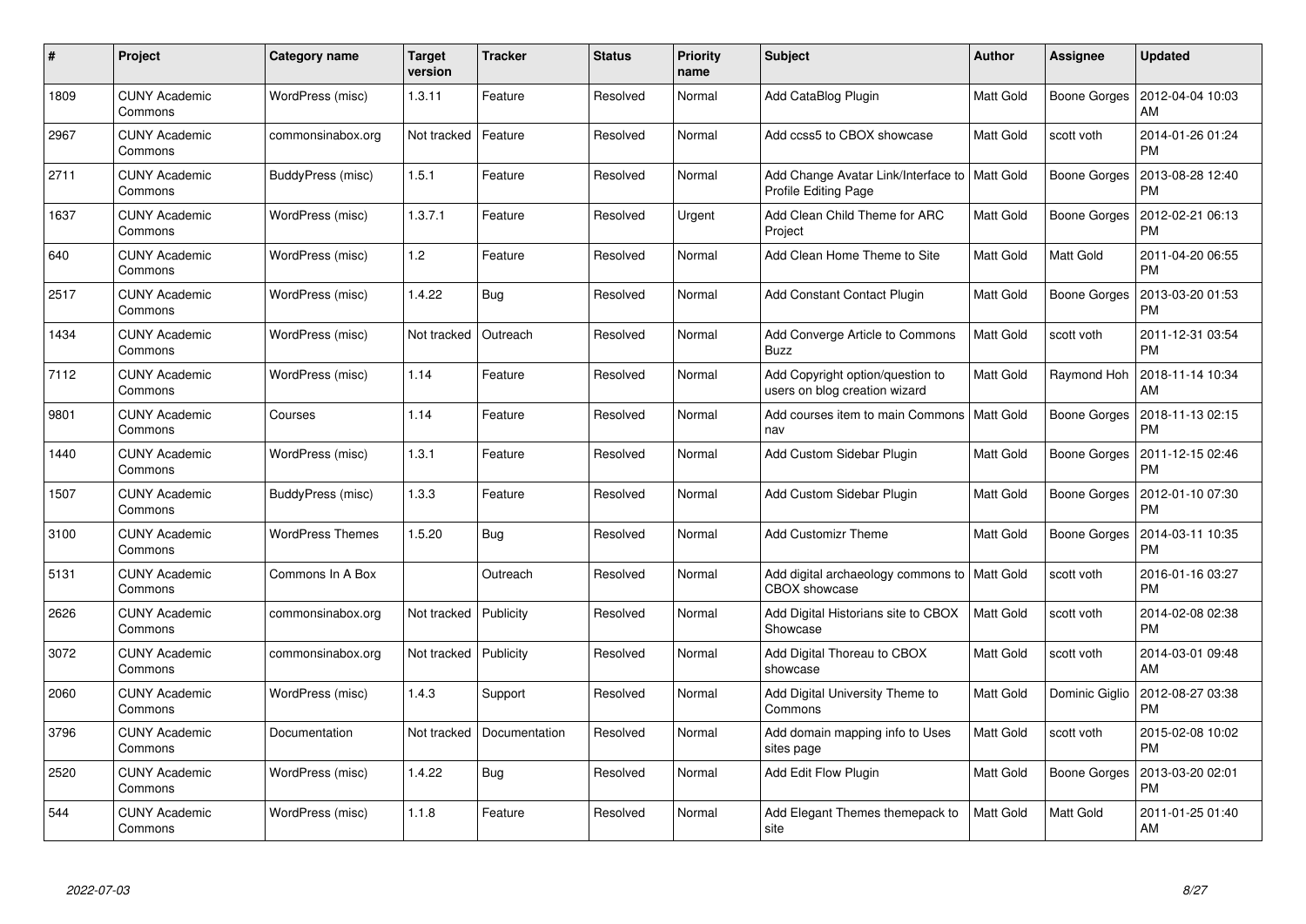| # | Project | Category name | Target version | Tracker | Status | Priority name | Subject | Author | Assignee | Updated |
|---|---|---|---|---|---|---|---|---|---|---|
| 1809 | CUNY Academic Commons | WordPress (misc) | 1.3.11 | Feature | Resolved | Normal | Add CataBlog Plugin | Matt Gold | Boone Gorges | 2012-04-04 10:03 AM |
| 2967 | CUNY Academic Commons | commonsinabox.org | Not tracked | Feature | Resolved | Normal | Add ccss5 to CBOX showcase | Matt Gold | scott voth | 2014-01-26 01:24 PM |
| 2711 | CUNY Academic Commons | BuddyPress (misc) | 1.5.1 | Feature | Resolved | Normal | Add Change Avatar Link/Interface to Profile Editing Page | Matt Gold | Boone Gorges | 2013-08-28 12:40 PM |
| 1637 | CUNY Academic Commons | WordPress (misc) | 1.3.7.1 | Feature | Resolved | Urgent | Add Clean Child Theme for ARC Project | Matt Gold | Boone Gorges | 2012-02-21 06:13 PM |
| 640 | CUNY Academic Commons | WordPress (misc) | 1.2 | Feature | Resolved | Normal | Add Clean Home Theme to Site | Matt Gold | Matt Gold | 2011-04-20 06:55 PM |
| 2517 | CUNY Academic Commons | WordPress (misc) | 1.4.22 | Bug | Resolved | Normal | Add Constant Contact Plugin | Matt Gold | Boone Gorges | 2013-03-20 01:53 PM |
| 1434 | CUNY Academic Commons | WordPress (misc) | Not tracked | Outreach | Resolved | Normal | Add Converge Article to Commons Buzz | Matt Gold | scott voth | 2011-12-31 03:54 PM |
| 7112 | CUNY Academic Commons | WordPress (misc) | 1.14 | Feature | Resolved | Normal | Add Copyright option/question to users on blog creation wizard | Matt Gold | Raymond Hoh | 2018-11-14 10:34 AM |
| 9801 | CUNY Academic Commons | Courses | 1.14 | Feature | Resolved | Normal | Add courses item to main Commons nav | Matt Gold | Boone Gorges | 2018-11-13 02:15 PM |
| 1440 | CUNY Academic Commons | WordPress (misc) | 1.3.1 | Feature | Resolved | Normal | Add Custom Sidebar Plugin | Matt Gold | Boone Gorges | 2011-12-15 02:46 PM |
| 1507 | CUNY Academic Commons | BuddyPress (misc) | 1.3.3 | Feature | Resolved | Normal | Add Custom Sidebar Plugin | Matt Gold | Boone Gorges | 2012-01-10 07:30 PM |
| 3100 | CUNY Academic Commons | WordPress Themes | 1.5.20 | Bug | Resolved | Normal | Add Customizr Theme | Matt Gold | Boone Gorges | 2014-03-11 10:35 PM |
| 5131 | CUNY Academic Commons | Commons In A Box | | Outreach | Resolved | Normal | Add digital archaeology commons to CBOX showcase | Matt Gold | scott voth | 2016-01-16 03:27 PM |
| 2626 | CUNY Academic Commons | commonsinabox.org | Not tracked | Publicity | Resolved | Normal | Add Digital Historians site to CBOX Showcase | Matt Gold | scott voth | 2014-02-08 02:38 PM |
| 3072 | CUNY Academic Commons | commonsinabox.org | Not tracked | Publicity | Resolved | Normal | Add Digital Thoreau to CBOX showcase | Matt Gold | scott voth | 2014-03-01 09:48 AM |
| 2060 | CUNY Academic Commons | WordPress (misc) | 1.4.3 | Support | Resolved | Normal | Add Digital University Theme to Commons | Matt Gold | Dominic Giglio | 2012-08-27 03:38 PM |
| 3796 | CUNY Academic Commons | Documentation | Not tracked | Documentation | Resolved | Normal | Add domain mapping info to Uses sites page | Matt Gold | scott voth | 2015-02-08 10:02 PM |
| 2520 | CUNY Academic Commons | WordPress (misc) | 1.4.22 | Bug | Resolved | Normal | Add Edit Flow Plugin | Matt Gold | Boone Gorges | 2013-03-20 02:01 PM |
| 544 | CUNY Academic Commons | WordPress (misc) | 1.1.8 | Feature | Resolved | Normal | Add Elegant Themes themepack to site | Matt Gold | Matt Gold | 2011-01-25 01:40 AM |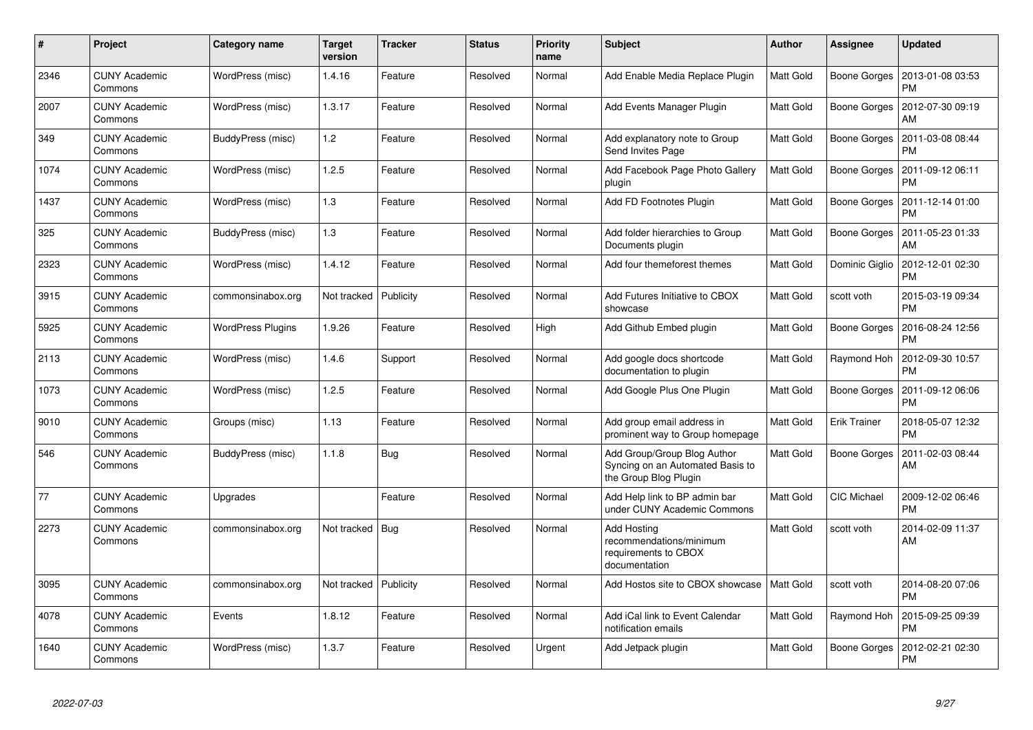| # | Project | Category name | Target version | Tracker | Status | Priority name | Subject | Author | Assignee | Updated |
|---|---|---|---|---|---|---|---|---|---|---|
| 2346 | CUNY Academic Commons | WordPress (misc) | 1.4.16 | Feature | Resolved | Normal | Add Enable Media Replace Plugin | Matt Gold | Boone Gorges | 2013-01-08 03:53 PM |
| 2007 | CUNY Academic Commons | WordPress (misc) | 1.3.17 | Feature | Resolved | Normal | Add Events Manager Plugin | Matt Gold | Boone Gorges | 2012-07-30 09:19 AM |
| 349 | CUNY Academic Commons | BuddyPress (misc) | 1.2 | Feature | Resolved | Normal | Add explanatory note to Group Send Invites Page | Matt Gold | Boone Gorges | 2011-03-08 08:44 PM |
| 1074 | CUNY Academic Commons | WordPress (misc) | 1.2.5 | Feature | Resolved | Normal | Add Facebook Page Photo Gallery plugin | Matt Gold | Boone Gorges | 2011-09-12 06:11 PM |
| 1437 | CUNY Academic Commons | WordPress (misc) | 1.3 | Feature | Resolved | Normal | Add FD Footnotes Plugin | Matt Gold | Boone Gorges | 2011-12-14 01:00 PM |
| 325 | CUNY Academic Commons | BuddyPress (misc) | 1.3 | Feature | Resolved | Normal | Add folder hierarchies to Group Documents plugin | Matt Gold | Boone Gorges | 2011-05-23 01:33 AM |
| 2323 | CUNY Academic Commons | WordPress (misc) | 1.4.12 | Feature | Resolved | Normal | Add four themeforest themes | Matt Gold | Dominic Giglio | 2012-12-01 02:30 PM |
| 3915 | CUNY Academic Commons | commonsinabox.org | Not tracked | Publicity | Resolved | Normal | Add Futures Initiative to CBOX showcase | Matt Gold | scott voth | 2015-03-19 09:34 PM |
| 5925 | CUNY Academic Commons | WordPress Plugins | 1.9.26 | Feature | Resolved | High | Add Github Embed plugin | Matt Gold | Boone Gorges | 2016-08-24 12:56 PM |
| 2113 | CUNY Academic Commons | WordPress (misc) | 1.4.6 | Support | Resolved | Normal | Add google docs shortcode documentation to plugin | Matt Gold | Raymond Hoh | 2012-09-30 10:57 PM |
| 1073 | CUNY Academic Commons | WordPress (misc) | 1.2.5 | Feature | Resolved | Normal | Add Google Plus One Plugin | Matt Gold | Boone Gorges | 2011-09-12 06:06 PM |
| 9010 | CUNY Academic Commons | Groups (misc) | 1.13 | Feature | Resolved | Normal | Add group email address in prominent way to Group homepage | Matt Gold | Erik Trainer | 2018-05-07 12:32 PM |
| 546 | CUNY Academic Commons | BuddyPress (misc) | 1.1.8 | Bug | Resolved | Normal | Add Group/Group Blog Author Syncing on an Automated Basis to the Group Blog Plugin | Matt Gold | Boone Gorges | 2011-02-03 08:44 AM |
| 77 | CUNY Academic Commons | Upgrades | | Feature | Resolved | Normal | Add Help link to BP admin bar under CUNY Academic Commons | Matt Gold | CIC Michael | 2009-12-02 06:46 PM |
| 2273 | CUNY Academic Commons | commonsinabox.org | Not tracked | Bug | Resolved | Normal | Add Hosting recommendations/minimum requirements to CBOX documentation | Matt Gold | scott voth | 2014-02-09 11:37 AM |
| 3095 | CUNY Academic Commons | commonsinabox.org | Not tracked | Publicity | Resolved | Normal | Add Hostos site to CBOX showcase | Matt Gold | scott voth | 2014-08-20 07:06 PM |
| 4078 | CUNY Academic Commons | Events | 1.8.12 | Feature | Resolved | Normal | Add iCal link to Event Calendar notification emails | Matt Gold | Raymond Hoh | 2015-09-25 09:39 PM |
| 1640 | CUNY Academic Commons | WordPress (misc) | 1.3.7 | Feature | Resolved | Urgent | Add Jetpack plugin | Matt Gold | Boone Gorges | 2012-02-21 02:30 PM |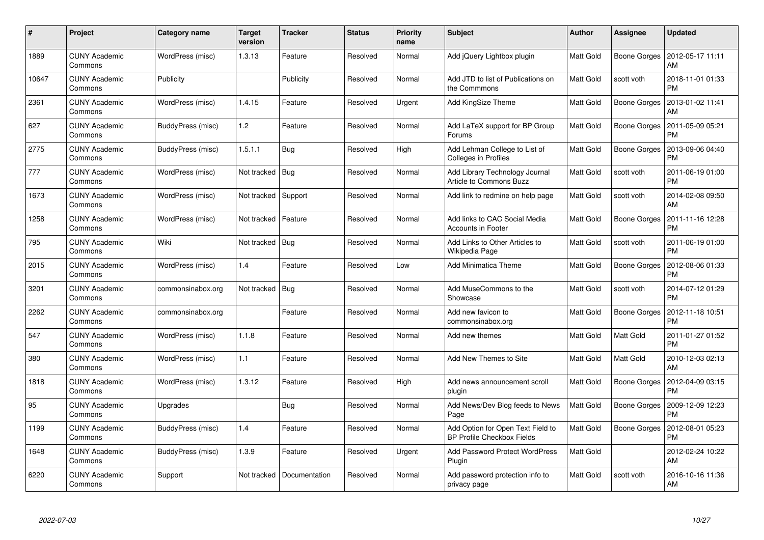| # | Project | Category name | Target version | Tracker | Status | Priority name | Subject | Author | Assignee | Updated |
|---|---|---|---|---|---|---|---|---|---|---|
| 1889 | CUNY Academic Commons | WordPress (misc) | 1.3.13 | Feature | Resolved | Normal | Add jQuery Lightbox plugin | Matt Gold | Boone Gorges | 2012-05-17 11:11 AM |
| 10647 | CUNY Academic Commons | Publicity | | Publicity | Resolved | Normal | Add JTD to list of Publications on the Commmons | Matt Gold | scott voth | 2018-11-01 01:33 PM |
| 2361 | CUNY Academic Commons | WordPress (misc) | 1.4.15 | Feature | Resolved | Urgent | Add KingSize Theme | Matt Gold | Boone Gorges | 2013-01-02 11:41 AM |
| 627 | CUNY Academic Commons | BuddyPress (misc) | 1.2 | Feature | Resolved | Normal | Add LaTeX support for BP Group Forums | Matt Gold | Boone Gorges | 2011-05-09 05:21 PM |
| 2775 | CUNY Academic Commons | BuddyPress (misc) | 1.5.1.1 | Bug | Resolved | High | Add Lehman College to List of Colleges in Profiles | Matt Gold | Boone Gorges | 2013-09-06 04:40 PM |
| 777 | CUNY Academic Commons | WordPress (misc) | Not tracked | Bug | Resolved | Normal | Add Library Technology Journal Article to Commons Buzz | Matt Gold | scott voth | 2011-06-19 01:00 PM |
| 1673 | CUNY Academic Commons | WordPress (misc) | Not tracked | Support | Resolved | Normal | Add link to redmine on help page | Matt Gold | scott voth | 2014-02-08 09:50 AM |
| 1258 | CUNY Academic Commons | WordPress (misc) | Not tracked | Feature | Resolved | Normal | Add links to CAC Social Media Accounts in Footer | Matt Gold | Boone Gorges | 2011-11-16 12:28 PM |
| 795 | CUNY Academic Commons | Wiki | Not tracked | Bug | Resolved | Normal | Add Links to Other Articles to Wikipedia Page | Matt Gold | scott voth | 2011-06-19 01:00 PM |
| 2015 | CUNY Academic Commons | WordPress (misc) | 1.4 | Feature | Resolved | Low | Add Minimatica Theme | Matt Gold | Boone Gorges | 2012-08-06 01:33 PM |
| 3201 | CUNY Academic Commons | commonsinabox.org | Not tracked | Bug | Resolved | Normal | Add MuseCommons to the Showcase | Matt Gold | scott voth | 2014-07-12 01:29 PM |
| 2262 | CUNY Academic Commons | commonsinabox.org | | Feature | Resolved | Normal | Add new favicon to commonsinabox.org | Matt Gold | Boone Gorges | 2012-11-18 10:51 PM |
| 547 | CUNY Academic Commons | WordPress (misc) | 1.1.8 | Feature | Resolved | Normal | Add new themes | Matt Gold | Matt Gold | 2011-01-27 01:52 PM |
| 380 | CUNY Academic Commons | WordPress (misc) | 1.1 | Feature | Resolved | Normal | Add New Themes to Site | Matt Gold | Matt Gold | 2010-12-03 02:13 AM |
| 1818 | CUNY Academic Commons | WordPress (misc) | 1.3.12 | Feature | Resolved | High | Add news announcement scroll plugin | Matt Gold | Boone Gorges | 2012-04-09 03:15 PM |
| 95 | CUNY Academic Commons | Upgrades | | Bug | Resolved | Normal | Add News/Dev Blog feeds to News Page | Matt Gold | Boone Gorges | 2009-12-09 12:23 PM |
| 1199 | CUNY Academic Commons | BuddyPress (misc) | 1.4 | Feature | Resolved | Normal | Add Option for Open Text Field to BP Profile Checkbox Fields | Matt Gold | Boone Gorges | 2012-08-01 05:23 PM |
| 1648 | CUNY Academic Commons | BuddyPress (misc) | 1.3.9 | Feature | Resolved | Urgent | Add Password Protect WordPress Plugin | Matt Gold | | 2012-02-24 10:22 AM |
| 6220 | CUNY Academic Commons | Support | Not tracked | Documentation | Resolved | Normal | Add password protection info to privacy page | Matt Gold | scott voth | 2016-10-16 11:36 AM |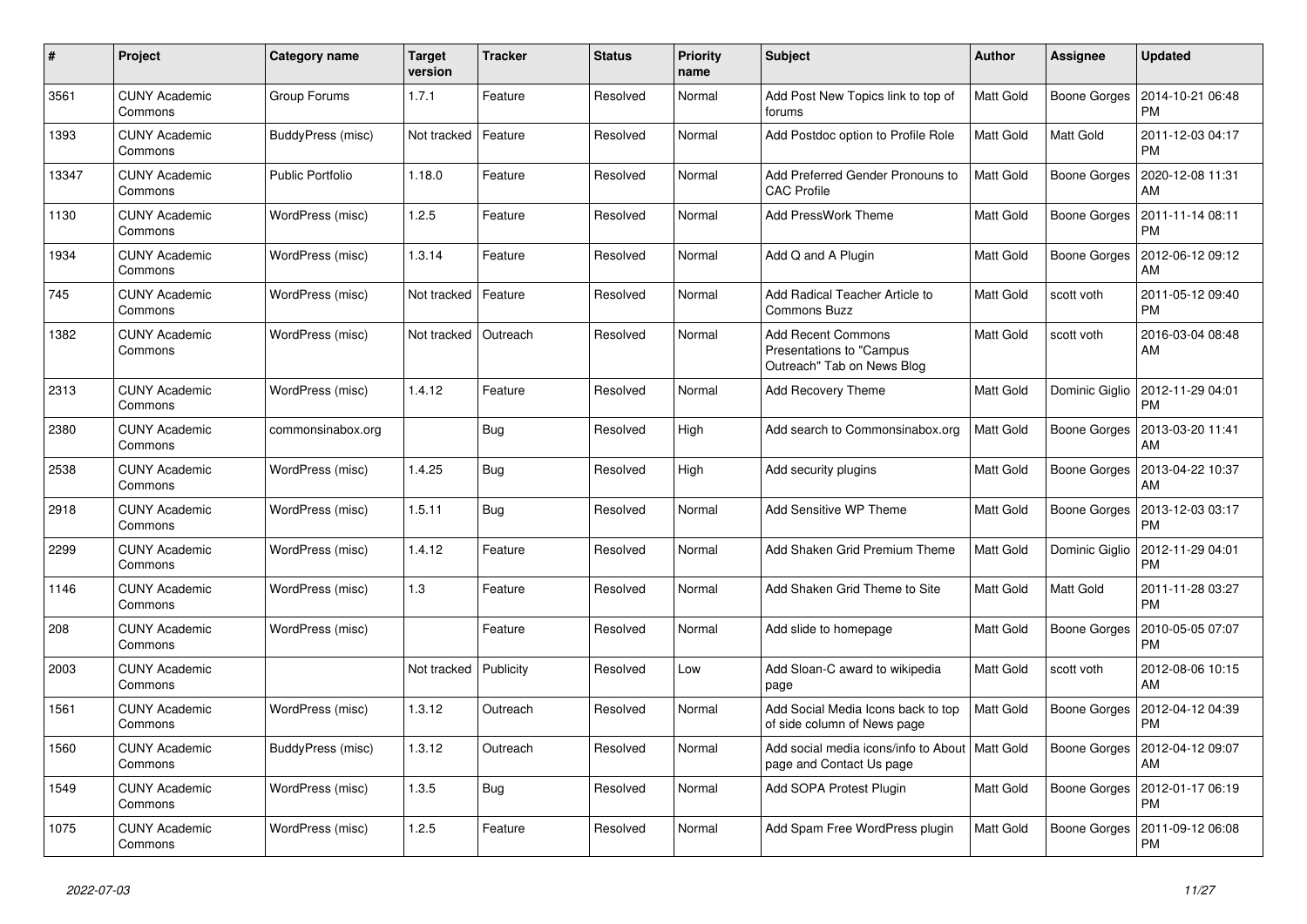| # | Project | Category name | Target version | Tracker | Status | Priority name | Subject | Author | Assignee | Updated |
|---|---|---|---|---|---|---|---|---|---|---|
| 3561 | CUNY Academic Commons | Group Forums | 1.7.1 | Feature | Resolved | Normal | Add Post New Topics link to top of forums | Matt Gold | Boone Gorges | 2014-10-21 06:48 PM |
| 1393 | CUNY Academic Commons | BuddyPress (misc) | Not tracked | Feature | Resolved | Normal | Add Postdoc option to Profile Role | Matt Gold | Matt Gold | 2011-12-03 04:17 PM |
| 13347 | CUNY Academic Commons | Public Portfolio | 1.18.0 | Feature | Resolved | Normal | Add Preferred Gender Pronouns to CAC Profile | Matt Gold | Boone Gorges | 2020-12-08 11:31 AM |
| 1130 | CUNY Academic Commons | WordPress (misc) | 1.2.5 | Feature | Resolved | Normal | Add PressWork Theme | Matt Gold | Boone Gorges | 2011-11-14 08:11 PM |
| 1934 | CUNY Academic Commons | WordPress (misc) | 1.3.14 | Feature | Resolved | Normal | Add Q and A Plugin | Matt Gold | Boone Gorges | 2012-06-12 09:12 AM |
| 745 | CUNY Academic Commons | WordPress (misc) | Not tracked | Feature | Resolved | Normal | Add Radical Teacher Article to Commons Buzz | Matt Gold | scott voth | 2011-05-12 09:40 PM |
| 1382 | CUNY Academic Commons | WordPress (misc) | Not tracked | Outreach | Resolved | Normal | Add Recent Commons Presentations to "Campus Outreach" Tab on News Blog | Matt Gold | scott voth | 2016-03-04 08:48 AM |
| 2313 | CUNY Academic Commons | WordPress (misc) | 1.4.12 | Feature | Resolved | Normal | Add Recovery Theme | Matt Gold | Dominic Giglio | 2012-11-29 04:01 PM |
| 2380 | CUNY Academic Commons | commonsinabox.org | | Bug | Resolved | High | Add search to Commonsinabox.org | Matt Gold | Boone Gorges | 2013-03-20 11:41 AM |
| 2538 | CUNY Academic Commons | WordPress (misc) | 1.4.25 | Bug | Resolved | High | Add security plugins | Matt Gold | Boone Gorges | 2013-04-22 10:37 AM |
| 2918 | CUNY Academic Commons | WordPress (misc) | 1.5.11 | Bug | Resolved | Normal | Add Sensitive WP Theme | Matt Gold | Boone Gorges | 2013-12-03 03:17 PM |
| 2299 | CUNY Academic Commons | WordPress (misc) | 1.4.12 | Feature | Resolved | Normal | Add Shaken Grid Premium Theme | Matt Gold | Dominic Giglio | 2012-11-29 04:01 PM |
| 1146 | CUNY Academic Commons | WordPress (misc) | 1.3 | Feature | Resolved | Normal | Add Shaken Grid Theme to Site | Matt Gold | Matt Gold | 2011-11-28 03:27 PM |
| 208 | CUNY Academic Commons | WordPress (misc) | | Feature | Resolved | Normal | Add slide to homepage | Matt Gold | Boone Gorges | 2010-05-05 07:07 PM |
| 2003 | CUNY Academic Commons | | Not tracked | Publicity | Resolved | Low | Add Sloan-C award to wikipedia page | Matt Gold | scott voth | 2012-08-06 10:15 AM |
| 1561 | CUNY Academic Commons | WordPress (misc) | 1.3.12 | Outreach | Resolved | Normal | Add Social Media Icons back to top of side column of News page | Matt Gold | Boone Gorges | 2012-04-12 04:39 PM |
| 1560 | CUNY Academic Commons | BuddyPress (misc) | 1.3.12 | Outreach | Resolved | Normal | Add social media icons/info to About page and Contact Us page | Matt Gold | Boone Gorges | 2012-04-12 09:07 AM |
| 1549 | CUNY Academic Commons | WordPress (misc) | 1.3.5 | Bug | Resolved | Normal | Add SOPA Protest Plugin | Matt Gold | Boone Gorges | 2012-01-17 06:19 PM |
| 1075 | CUNY Academic Commons | WordPress (misc) | 1.2.5 | Feature | Resolved | Normal | Add Spam Free WordPress plugin | Matt Gold | Boone Gorges | 2011-09-12 06:08 PM |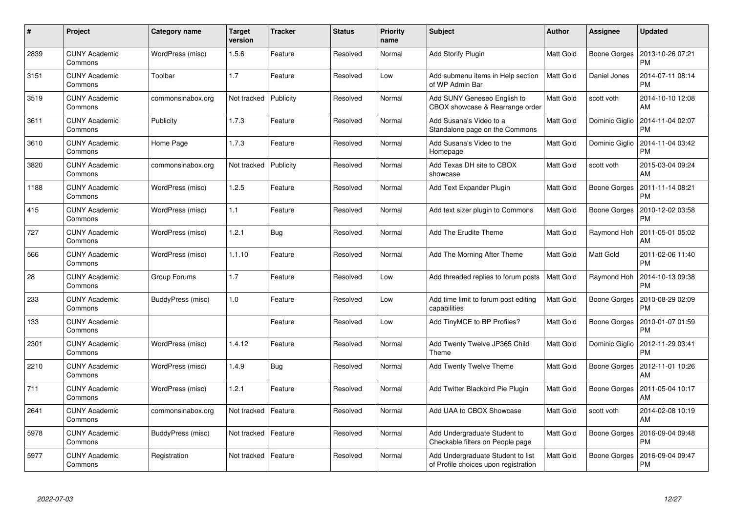| # | Project | Category name | Target version | Tracker | Status | Priority name | Subject | Author | Assignee | Updated |
|---|---|---|---|---|---|---|---|---|---|---|
| 2839 | CUNY Academic Commons | WordPress (misc) | 1.5.6 | Feature | Resolved | Normal | Add Storify Plugin | Matt Gold | Boone Gorges | 2013-10-26 07:21 PM |
| 3151 | CUNY Academic Commons | Toolbar | 1.7 | Feature | Resolved | Low | Add submenu items in Help section of WP Admin Bar | Matt Gold | Daniel Jones | 2014-07-11 08:14 PM |
| 3519 | CUNY Academic Commons | commonsinabox.org | Not tracked | Publicity | Resolved | Normal | Add SUNY Geneseo English to CBOX showcase & Rearrange order | Matt Gold | scott voth | 2014-10-10 12:08 AM |
| 3611 | CUNY Academic Commons | Publicity | 1.7.3 | Feature | Resolved | Normal | Add Susana's Video to a Standalone page on the Commons | Matt Gold | Dominic Giglio | 2014-11-04 02:07 PM |
| 3610 | CUNY Academic Commons | Home Page | 1.7.3 | Feature | Resolved | Normal | Add Susana's Video to the Homepage | Matt Gold | Dominic Giglio | 2014-11-04 03:42 PM |
| 3820 | CUNY Academic Commons | commonsinabox.org | Not tracked | Publicity | Resolved | Normal | Add Texas DH site to CBOX showcase | Matt Gold | scott voth | 2015-03-04 09:24 AM |
| 1188 | CUNY Academic Commons | WordPress (misc) | 1.2.5 | Feature | Resolved | Normal | Add Text Expander Plugin | Matt Gold | Boone Gorges | 2011-11-14 08:21 PM |
| 415 | CUNY Academic Commons | WordPress (misc) | 1.1 | Feature | Resolved | Normal | Add text sizer plugin to Commons | Matt Gold | Boone Gorges | 2010-12-02 03:58 PM |
| 727 | CUNY Academic Commons | WordPress (misc) | 1.2.1 | Bug | Resolved | Normal | Add The Erudite Theme | Matt Gold | Raymond Hoh | 2011-05-01 05:02 AM |
| 566 | CUNY Academic Commons | WordPress (misc) | 1.1.10 | Feature | Resolved | Normal | Add The Morning After Theme | Matt Gold | Matt Gold | 2011-02-06 11:40 PM |
| 28 | CUNY Academic Commons | Group Forums | 1.7 | Feature | Resolved | Low | Add threaded replies to forum posts | Matt Gold | Raymond Hoh | 2014-10-13 09:38 PM |
| 233 | CUNY Academic Commons | BuddyPress (misc) | 1.0 | Feature | Resolved | Low | Add time limit to forum post editing capabilities | Matt Gold | Boone Gorges | 2010-08-29 02:09 PM |
| 133 | CUNY Academic Commons | | | Feature | Resolved | Low | Add TinyMCE to BP Profiles? | Matt Gold | Boone Gorges | 2010-01-07 01:59 PM |
| 2301 | CUNY Academic Commons | WordPress (misc) | 1.4.12 | Feature | Resolved | Normal | Add Twenty Twelve JP365 Child Theme | Matt Gold | Dominic Giglio | 2012-11-29 03:41 PM |
| 2210 | CUNY Academic Commons | WordPress (misc) | 1.4.9 | Bug | Resolved | Normal | Add Twenty Twelve Theme | Matt Gold | Boone Gorges | 2012-11-01 10:26 AM |
| 711 | CUNY Academic Commons | WordPress (misc) | 1.2.1 | Feature | Resolved | Normal | Add Twitter Blackbird Pie Plugin | Matt Gold | Boone Gorges | 2011-05-04 10:17 AM |
| 2641 | CUNY Academic Commons | commonsinabox.org | Not tracked | Feature | Resolved | Normal | Add UAA to CBOX Showcase | Matt Gold | scott voth | 2014-02-08 10:19 AM |
| 5978 | CUNY Academic Commons | BuddyPress (misc) | Not tracked | Feature | Resolved | Normal | Add Undergraduate Student to Checkable filters on People page | Matt Gold | Boone Gorges | 2016-09-04 09:48 PM |
| 5977 | CUNY Academic Commons | Registration | Not tracked | Feature | Resolved | Normal | Add Undergraduate Student to list of Profile choices upon registration | Matt Gold | Boone Gorges | 2016-09-04 09:47 PM |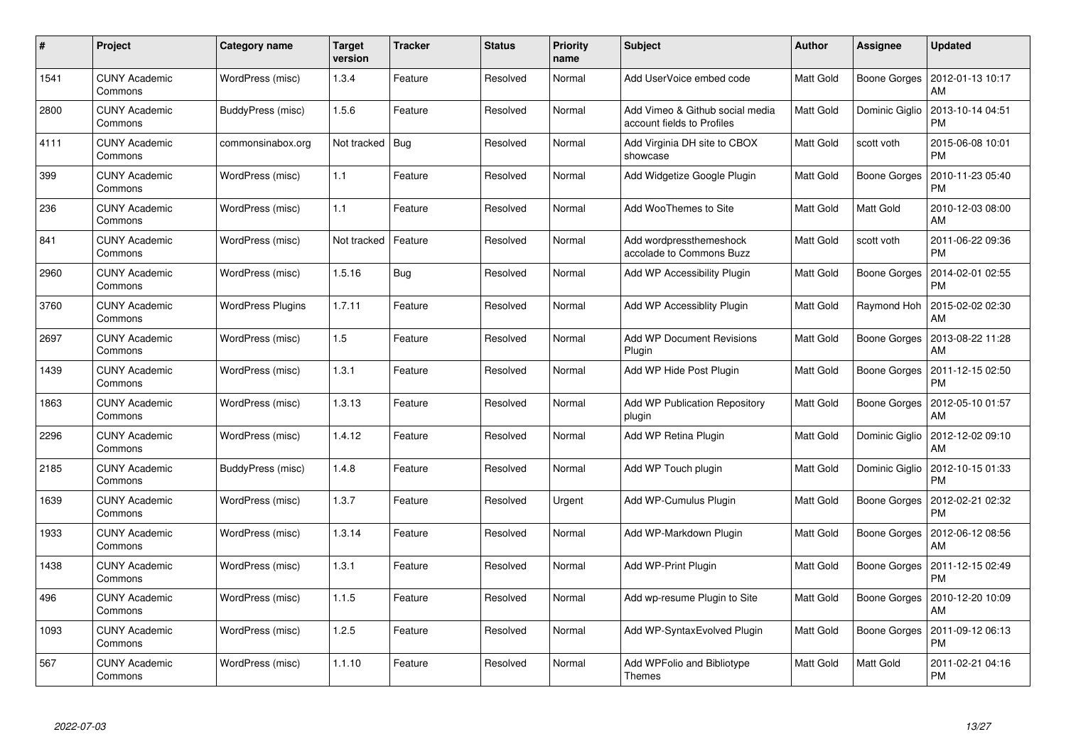| # | Project | Category name | Target version | Tracker | Status | Priority name | Subject | Author | Assignee | Updated |
|---|---|---|---|---|---|---|---|---|---|---|
| 1541 | CUNY Academic Commons | WordPress (misc) | 1.3.4 | Feature | Resolved | Normal | Add UserVoice embed code | Matt Gold | Boone Gorges | 2012-01-13 10:17 AM |
| 2800 | CUNY Academic Commons | BuddyPress (misc) | 1.5.6 | Feature | Resolved | Normal | Add Vimeo & Github social media account fields to Profiles | Matt Gold | Dominic Giglio | 2013-10-14 04:51 PM |
| 4111 | CUNY Academic Commons | commonsinabox.org | Not tracked | Bug | Resolved | Normal | Add Virginia DH site to CBOX showcase | Matt Gold | scott voth | 2015-06-08 10:01 PM |
| 399 | CUNY Academic Commons | WordPress (misc) | 1.1 | Feature | Resolved | Normal | Add Widgetize Google Plugin | Matt Gold | Boone Gorges | 2010-11-23 05:40 PM |
| 236 | CUNY Academic Commons | WordPress (misc) | 1.1 | Feature | Resolved | Normal | Add WooThemes to Site | Matt Gold | Matt Gold | 2010-12-03 08:00 AM |
| 841 | CUNY Academic Commons | WordPress (misc) | Not tracked | Feature | Resolved | Normal | Add wordpressthemeshock accolade to Commons Buzz | Matt Gold | scott voth | 2011-06-22 09:36 PM |
| 2960 | CUNY Academic Commons | WordPress (misc) | 1.5.16 | Bug | Resolved | Normal | Add WP Accessibility Plugin | Matt Gold | Boone Gorges | 2014-02-01 02:55 PM |
| 3760 | CUNY Academic Commons | WordPress Plugins | 1.7.11 | Feature | Resolved | Normal | Add WP Accessiblity Plugin | Matt Gold | Raymond Hoh | 2015-02-02 02:30 AM |
| 2697 | CUNY Academic Commons | WordPress (misc) | 1.5 | Feature | Resolved | Normal | Add WP Document Revisions Plugin | Matt Gold | Boone Gorges | 2013-08-22 11:28 AM |
| 1439 | CUNY Academic Commons | WordPress (misc) | 1.3.1 | Feature | Resolved | Normal | Add WP Hide Post Plugin | Matt Gold | Boone Gorges | 2011-12-15 02:50 PM |
| 1863 | CUNY Academic Commons | WordPress (misc) | 1.3.13 | Feature | Resolved | Normal | Add WP Publication Repository plugin | Matt Gold | Boone Gorges | 2012-05-10 01:57 AM |
| 2296 | CUNY Academic Commons | WordPress (misc) | 1.4.12 | Feature | Resolved | Normal | Add WP Retina Plugin | Matt Gold | Dominic Giglio | 2012-12-02 09:10 AM |
| 2185 | CUNY Academic Commons | BuddyPress (misc) | 1.4.8 | Feature | Resolved | Normal | Add WP Touch plugin | Matt Gold | Dominic Giglio | 2012-10-15 01:33 PM |
| 1639 | CUNY Academic Commons | WordPress (misc) | 1.3.7 | Feature | Resolved | Urgent | Add WP-Cumulus Plugin | Matt Gold | Boone Gorges | 2012-02-21 02:32 PM |
| 1933 | CUNY Academic Commons | WordPress (misc) | 1.3.14 | Feature | Resolved | Normal | Add WP-Markdown Plugin | Matt Gold | Boone Gorges | 2012-06-12 08:56 AM |
| 1438 | CUNY Academic Commons | WordPress (misc) | 1.3.1 | Feature | Resolved | Normal | Add WP-Print Plugin | Matt Gold | Boone Gorges | 2011-12-15 02:49 PM |
| 496 | CUNY Academic Commons | WordPress (misc) | 1.1.5 | Feature | Resolved | Normal | Add wp-resume Plugin to Site | Matt Gold | Boone Gorges | 2010-12-20 10:09 AM |
| 1093 | CUNY Academic Commons | WordPress (misc) | 1.2.5 | Feature | Resolved | Normal | Add WP-SyntaxEvolved Plugin | Matt Gold | Boone Gorges | 2011-09-12 06:13 PM |
| 567 | CUNY Academic Commons | WordPress (misc) | 1.1.10 | Feature | Resolved | Normal | Add WPFolio and Bibliotype Themes | Matt Gold | Matt Gold | 2011-02-21 04:16 PM |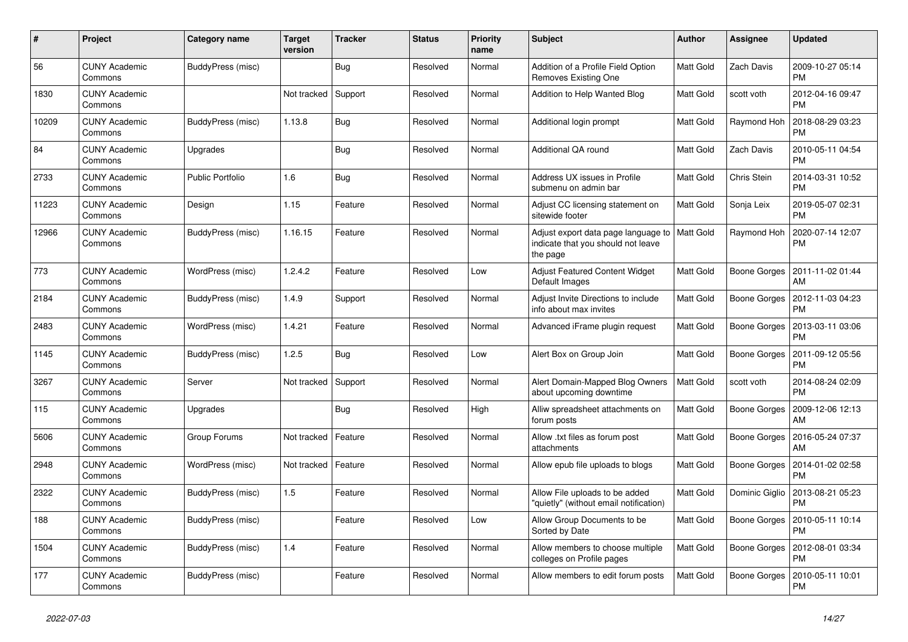| # | Project | Category name | Target version | Tracker | Status | Priority name | Subject | Author | Assignee | Updated |
|---|---|---|---|---|---|---|---|---|---|---|
| 56 | CUNY Academic Commons | BuddyPress (misc) | | Bug | Resolved | Normal | Addition of a Profile Field Option Removes Existing One | Matt Gold | Zach Davis | 2009-10-27 05:14 PM |
| 1830 | CUNY Academic Commons | | Not tracked | Support | Resolved | Normal | Addition to Help Wanted Blog | Matt Gold | scott voth | 2012-04-16 09:47 PM |
| 10209 | CUNY Academic Commons | BuddyPress (misc) | 1.13.8 | Bug | Resolved | Normal | Additional login prompt | Matt Gold | Raymond Hoh | 2018-08-29 03:23 PM |
| 84 | CUNY Academic Commons | Upgrades | | Bug | Resolved | Normal | Additional QA round | Matt Gold | Zach Davis | 2010-05-11 04:54 PM |
| 2733 | CUNY Academic Commons | Public Portfolio | 1.6 | Bug | Resolved | Normal | Address UX issues in Profile submenu on admin bar | Matt Gold | Chris Stein | 2014-03-31 10:52 PM |
| 11223 | CUNY Academic Commons | Design | 1.15 | Feature | Resolved | Normal | Adjust CC licensing statement on sitewide footer | Matt Gold | Sonja Leix | 2019-05-07 02:31 PM |
| 12966 | CUNY Academic Commons | BuddyPress (misc) | 1.16.15 | Feature | Resolved | Normal | Adjust export data page language to indicate that you should not leave the page | Matt Gold | Raymond Hoh | 2020-07-14 12:07 PM |
| 773 | CUNY Academic Commons | WordPress (misc) | 1.2.4.2 | Feature | Resolved | Low | Adjust Featured Content Widget Default Images | Matt Gold | Boone Gorges | 2011-11-02 01:44 AM |
| 2184 | CUNY Academic Commons | BuddyPress (misc) | 1.4.9 | Support | Resolved | Normal | Adjust Invite Directions to include info about max invites | Matt Gold | Boone Gorges | 2012-11-03 04:23 PM |
| 2483 | CUNY Academic Commons | WordPress (misc) | 1.4.21 | Feature | Resolved | Normal | Advanced iFrame plugin request | Matt Gold | Boone Gorges | 2013-03-11 03:06 PM |
| 1145 | CUNY Academic Commons | BuddyPress (misc) | 1.2.5 | Bug | Resolved | Low | Alert Box on Group Join | Matt Gold | Boone Gorges | 2011-09-12 05:56 PM |
| 3267 | CUNY Academic Commons | Server | Not tracked | Support | Resolved | Normal | Alert Domain-Mapped Blog Owners about upcoming downtime | Matt Gold | scott voth | 2014-08-24 02:09 PM |
| 115 | CUNY Academic Commons | Upgrades | | Bug | Resolved | High | Alliw spreadsheet attachments on forum posts | Matt Gold | Boone Gorges | 2009-12-06 12:13 AM |
| 5606 | CUNY Academic Commons | Group Forums | Not tracked | Feature | Resolved | Normal | Allow .txt files as forum post attachments | Matt Gold | Boone Gorges | 2016-05-24 07:37 AM |
| 2948 | CUNY Academic Commons | WordPress (misc) | Not tracked | Feature | Resolved | Normal | Allow epub file uploads to blogs | Matt Gold | Boone Gorges | 2014-01-02 02:58 PM |
| 2322 | CUNY Academic Commons | BuddyPress (misc) | 1.5 | Feature | Resolved | Normal | Allow File uploads to be added "quietly" (without email notification) | Matt Gold | Dominic Giglio | 2013-08-21 05:23 PM |
| 188 | CUNY Academic Commons | BuddyPress (misc) | | Feature | Resolved | Low | Allow Group Documents to be Sorted by Date | Matt Gold | Boone Gorges | 2010-05-11 10:14 PM |
| 1504 | CUNY Academic Commons | BuddyPress (misc) | 1.4 | Feature | Resolved | Normal | Allow members to choose multiple colleges on Profile pages | Matt Gold | Boone Gorges | 2012-08-01 03:34 PM |
| 177 | CUNY Academic Commons | BuddyPress (misc) | | Feature | Resolved | Normal | Allow members to edit forum posts | Matt Gold | Boone Gorges | 2010-05-11 10:01 PM |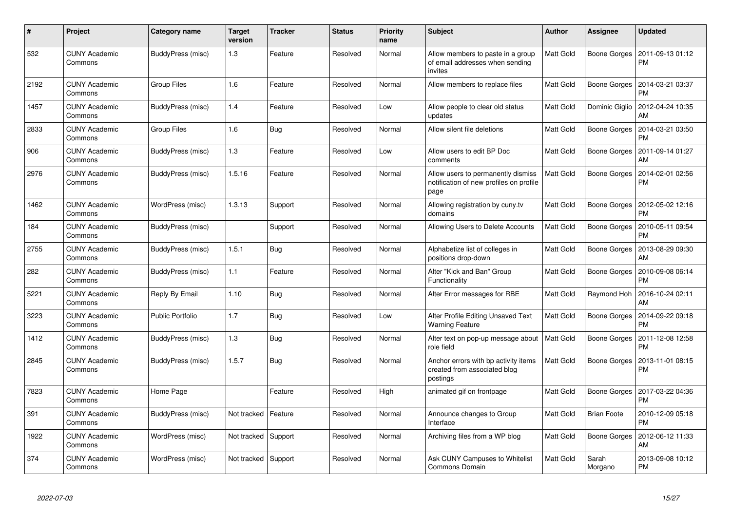| # | Project | Category name | Target version | Tracker | Status | Priority name | Subject | Author | Assignee | Updated |
|---|---|---|---|---|---|---|---|---|---|---|
| 532 | CUNY Academic Commons | BuddyPress (misc) | 1.3 | Feature | Resolved | Normal | Allow members to paste in a group of email addresses when sending invites | Matt Gold | Boone Gorges | 2011-09-13 01:12 PM |
| 2192 | CUNY Academic Commons | Group Files | 1.6 | Feature | Resolved | Normal | Allow members to replace files | Matt Gold | Boone Gorges | 2014-03-21 03:37 PM |
| 1457 | CUNY Academic Commons | BuddyPress (misc) | 1.4 | Feature | Resolved | Low | Allow people to clear old status updates | Matt Gold | Dominic Giglio | 2012-04-24 10:35 AM |
| 2833 | CUNY Academic Commons | Group Files | 1.6 | Bug | Resolved | Normal | Allow silent file deletions | Matt Gold | Boone Gorges | 2014-03-21 03:50 PM |
| 906 | CUNY Academic Commons | BuddyPress (misc) | 1.3 | Feature | Resolved | Low | Allow users to edit BP Doc comments | Matt Gold | Boone Gorges | 2011-09-14 01:27 AM |
| 2976 | CUNY Academic Commons | BuddyPress (misc) | 1.5.16 | Feature | Resolved | Normal | Allow users to permanently dismiss notification of new profiles on profile page | Matt Gold | Boone Gorges | 2014-02-01 02:56 PM |
| 1462 | CUNY Academic Commons | WordPress (misc) | 1.3.13 | Support | Resolved | Normal | Allowing registration by cuny.tv domains | Matt Gold | Boone Gorges | 2012-05-02 12:16 PM |
| 184 | CUNY Academic Commons | BuddyPress (misc) | | Support | Resolved | Normal | Allowing Users to Delete Accounts | Matt Gold | Boone Gorges | 2010-05-11 09:54 PM |
| 2755 | CUNY Academic Commons | BuddyPress (misc) | 1.5.1 | Bug | Resolved | Normal | Alphabetize list of colleges in positions drop-down | Matt Gold | Boone Gorges | 2013-08-29 09:30 AM |
| 282 | CUNY Academic Commons | BuddyPress (misc) | 1.1 | Feature | Resolved | Normal | Alter "Kick and Ban" Group Functionality | Matt Gold | Boone Gorges | 2010-09-08 06:14 PM |
| 5221 | CUNY Academic Commons | Reply By Email | 1.10 | Bug | Resolved | Normal | Alter Error messages for RBE | Matt Gold | Raymond Hoh | 2016-10-24 02:11 AM |
| 3223 | CUNY Academic Commons | Public Portfolio | 1.7 | Bug | Resolved | Low | Alter Profile Editing Unsaved Text Warning Feature | Matt Gold | Boone Gorges | 2014-09-22 09:18 PM |
| 1412 | CUNY Academic Commons | BuddyPress (misc) | 1.3 | Bug | Resolved | Normal | Alter text on pop-up message about role field | Matt Gold | Boone Gorges | 2011-12-08 12:58 PM |
| 2845 | CUNY Academic Commons | BuddyPress (misc) | 1.5.7 | Bug | Resolved | Normal | Anchor errors with bp activity items created from associated blog postings | Matt Gold | Boone Gorges | 2013-11-01 08:15 PM |
| 7823 | CUNY Academic Commons | Home Page | | Feature | Resolved | High | animated gif on frontpage | Matt Gold | Boone Gorges | 2017-03-22 04:36 PM |
| 391 | CUNY Academic Commons | BuddyPress (misc) | Not tracked | Feature | Resolved | Normal | Announce changes to Group Interface | Matt Gold | Brian Foote | 2010-12-09 05:18 PM |
| 1922 | CUNY Academic Commons | WordPress (misc) | Not tracked | Support | Resolved | Normal | Archiving files from a WP blog | Matt Gold | Boone Gorges | 2012-06-12 11:33 AM |
| 374 | CUNY Academic Commons | WordPress (misc) | Not tracked | Support | Resolved | Normal | Ask CUNY Campuses to Whitelist Commons Domain | Matt Gold | Sarah Morgano | 2013-09-08 10:12 PM |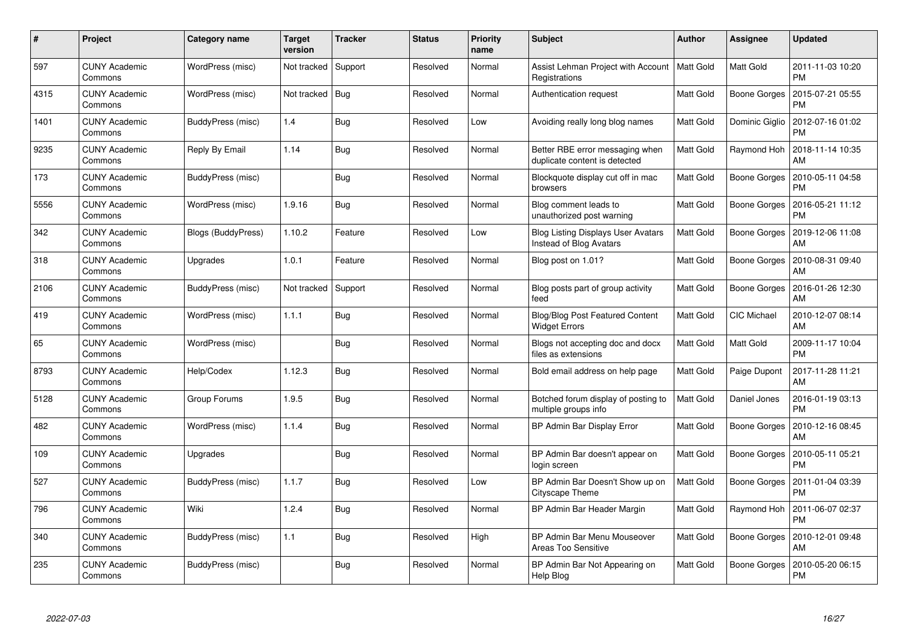| # | Project | Category name | Target version | Tracker | Status | Priority name | Subject | Author | Assignee | Updated |
|---|---|---|---|---|---|---|---|---|---|---|
| 597 | CUNY Academic Commons | WordPress (misc) | Not tracked | Support | Resolved | Normal | Assist Lehman Project with Account Registrations | Matt Gold | Matt Gold | 2011-11-03 10:20 PM |
| 4315 | CUNY Academic Commons | WordPress (misc) | Not tracked | Bug | Resolved | Normal | Authentication request | Matt Gold | Boone Gorges | 2015-07-21 05:55 PM |
| 1401 | CUNY Academic Commons | BuddyPress (misc) | 1.4 | Bug | Resolved | Low | Avoiding really long blog names | Matt Gold | Dominic Giglio | 2012-07-16 01:02 PM |
| 9235 | CUNY Academic Commons | Reply By Email | 1.14 | Bug | Resolved | Normal | Better RBE error messaging when duplicate content is detected | Matt Gold | Raymond Hoh | 2018-11-14 10:35 AM |
| 173 | CUNY Academic Commons | BuddyPress (misc) | | Bug | Resolved | Normal | Blockquote display cut off in mac browsers | Matt Gold | Boone Gorges | 2010-05-11 04:58 PM |
| 5556 | CUNY Academic Commons | WordPress (misc) | 1.9.16 | Bug | Resolved | Normal | Blog comment leads to unauthorized post warning | Matt Gold | Boone Gorges | 2016-05-21 11:12 PM |
| 342 | CUNY Academic Commons | Blogs (BuddyPress) | 1.10.2 | Feature | Resolved | Low | Blog Listing Displays User Avatars Instead of Blog Avatars | Matt Gold | Boone Gorges | 2019-12-06 11:08 AM |
| 318 | CUNY Academic Commons | Upgrades | 1.0.1 | Feature | Resolved | Normal | Blog post on 1.01? | Matt Gold | Boone Gorges | 2010-08-31 09:40 AM |
| 2106 | CUNY Academic Commons | BuddyPress (misc) | Not tracked | Support | Resolved | Normal | Blog posts part of group activity feed | Matt Gold | Boone Gorges | 2016-01-26 12:30 AM |
| 419 | CUNY Academic Commons | WordPress (misc) | 1.1.1 | Bug | Resolved | Normal | Blog/Blog Post Featured Content Widget Errors | Matt Gold | CIC Michael | 2010-12-07 08:14 AM |
| 65 | CUNY Academic Commons | WordPress (misc) | | Bug | Resolved | Normal | Blogs not accepting doc and docx files as extensions | Matt Gold | Matt Gold | 2009-11-17 10:04 PM |
| 8793 | CUNY Academic Commons | Help/Codex | 1.12.3 | Bug | Resolved | Normal | Bold email address on help page | Matt Gold | Paige Dupont | 2017-11-28 11:21 AM |
| 5128 | CUNY Academic Commons | Group Forums | 1.9.5 | Bug | Resolved | Normal | Botched forum display of posting to multiple groups info | Matt Gold | Daniel Jones | 2016-01-19 03:13 PM |
| 482 | CUNY Academic Commons | WordPress (misc) | 1.1.4 | Bug | Resolved | Normal | BP Admin Bar Display Error | Matt Gold | Boone Gorges | 2010-12-16 08:45 AM |
| 109 | CUNY Academic Commons | Upgrades | | Bug | Resolved | Normal | BP Admin Bar doesn't appear on login screen | Matt Gold | Boone Gorges | 2010-05-11 05:21 PM |
| 527 | CUNY Academic Commons | BuddyPress (misc) | 1.1.7 | Bug | Resolved | Low | BP Admin Bar Doesn't Show up on Cityscape Theme | Matt Gold | Boone Gorges | 2011-01-04 03:39 PM |
| 796 | CUNY Academic Commons | Wiki | 1.2.4 | Bug | Resolved | Normal | BP Admin Bar Header Margin | Matt Gold | Raymond Hoh | 2011-06-07 02:37 PM |
| 340 | CUNY Academic Commons | BuddyPress (misc) | 1.1 | Bug | Resolved | High | BP Admin Bar Menu Mouseover Areas Too Sensitive | Matt Gold | Boone Gorges | 2010-12-01 09:48 AM |
| 235 | CUNY Academic Commons | BuddyPress (misc) | | Bug | Resolved | Normal | BP Admin Bar Not Appearing on Help Blog | Matt Gold | Boone Gorges | 2010-05-20 06:15 PM |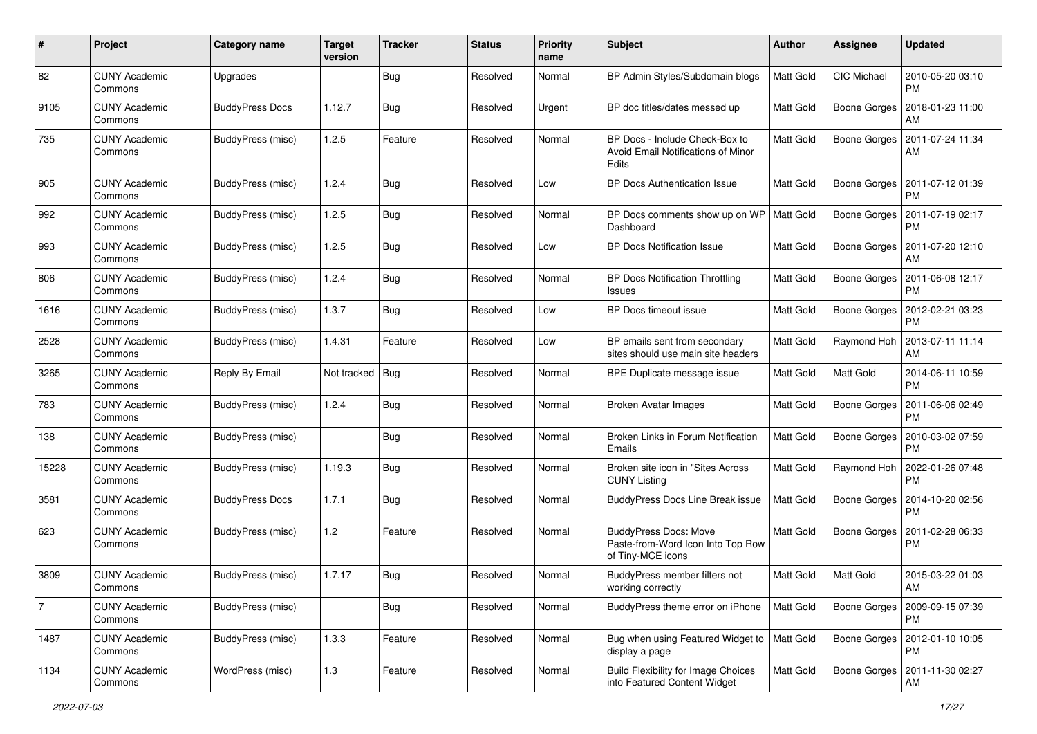| # | Project | Category name | Target version | Tracker | Status | Priority name | Subject | Author | Assignee | Updated |
|---|---|---|---|---|---|---|---|---|---|---|
| 82 | CUNY Academic Commons | Upgrades | | Bug | Resolved | Normal | BP Admin Styles/Subdomain blogs | Matt Gold | CIC Michael | 2010-05-20 03:10 PM |
| 9105 | CUNY Academic Commons | BuddyPress Docs | 1.12.7 | Bug | Resolved | Urgent | BP doc titles/dates messed up | Matt Gold | Boone Gorges | 2018-01-23 11:00 AM |
| 735 | CUNY Academic Commons | BuddyPress (misc) | 1.2.5 | Feature | Resolved | Normal | BP Docs - Include Check-Box to Avoid Email Notifications of Minor Edits | Matt Gold | Boone Gorges | 2011-07-24 11:34 AM |
| 905 | CUNY Academic Commons | BuddyPress (misc) | 1.2.4 | Bug | Resolved | Low | BP Docs Authentication Issue | Matt Gold | Boone Gorges | 2011-07-12 01:39 PM |
| 992 | CUNY Academic Commons | BuddyPress (misc) | 1.2.5 | Bug | Resolved | Normal | BP Docs comments show up on WP Dashboard | Matt Gold | Boone Gorges | 2011-07-19 02:17 PM |
| 993 | CUNY Academic Commons | BuddyPress (misc) | 1.2.5 | Bug | Resolved | Low | BP Docs Notification Issue | Matt Gold | Boone Gorges | 2011-07-20 12:10 AM |
| 806 | CUNY Academic Commons | BuddyPress (misc) | 1.2.4 | Bug | Resolved | Normal | BP Docs Notification Throttling Issues | Matt Gold | Boone Gorges | 2011-06-08 12:17 PM |
| 1616 | CUNY Academic Commons | BuddyPress (misc) | 1.3.7 | Bug | Resolved | Low | BP Docs timeout issue | Matt Gold | Boone Gorges | 2012-02-21 03:23 PM |
| 2528 | CUNY Academic Commons | BuddyPress (misc) | 1.4.31 | Feature | Resolved | Low | BP emails sent from secondary sites should use main site headers | Matt Gold | Raymond Hoh | 2013-07-11 11:14 AM |
| 3265 | CUNY Academic Commons | Reply By Email | Not tracked | Bug | Resolved | Normal | BPE Duplicate message issue | Matt Gold | Matt Gold | 2014-06-11 10:59 PM |
| 783 | CUNY Academic Commons | BuddyPress (misc) | 1.2.4 | Bug | Resolved | Normal | Broken Avatar Images | Matt Gold | Boone Gorges | 2011-06-06 02:49 PM |
| 138 | CUNY Academic Commons | BuddyPress (misc) | | Bug | Resolved | Normal | Broken Links in Forum Notification Emails | Matt Gold | Boone Gorges | 2010-03-02 07:59 PM |
| 15228 | CUNY Academic Commons | BuddyPress (misc) | 1.19.3 | Bug | Resolved | Normal | Broken site icon in "Sites Across CUNY Listing | Matt Gold | Raymond Hoh | 2022-01-26 07:48 PM |
| 3581 | CUNY Academic Commons | BuddyPress Docs | 1.7.1 | Bug | Resolved | Normal | BuddyPress Docs Line Break issue | Matt Gold | Boone Gorges | 2014-10-20 02:56 PM |
| 623 | CUNY Academic Commons | BuddyPress (misc) | 1.2 | Feature | Resolved | Normal | BuddyPress Docs: Move Paste-from-Word Icon Into Top Row of Tiny-MCE icons | Matt Gold | Boone Gorges | 2011-02-28 06:33 PM |
| 3809 | CUNY Academic Commons | BuddyPress (misc) | 1.7.17 | Bug | Resolved | Normal | BuddyPress member filters not working correctly | Matt Gold | Matt Gold | 2015-03-22 01:03 AM |
| 7 | CUNY Academic Commons | BuddyPress (misc) | | Bug | Resolved | Normal | BuddyPress theme error on iPhone | Matt Gold | Boone Gorges | 2009-09-15 07:39 PM |
| 1487 | CUNY Academic Commons | BuddyPress (misc) | 1.3.3 | Feature | Resolved | Normal | Bug when using Featured Widget to display a page | Matt Gold | Boone Gorges | 2012-01-10 10:05 PM |
| 1134 | CUNY Academic Commons | WordPress (misc) | 1.3 | Feature | Resolved | Normal | Build Flexibility for Image Choices into Featured Content Widget | Matt Gold | Boone Gorges | 2011-11-30 02:27 AM |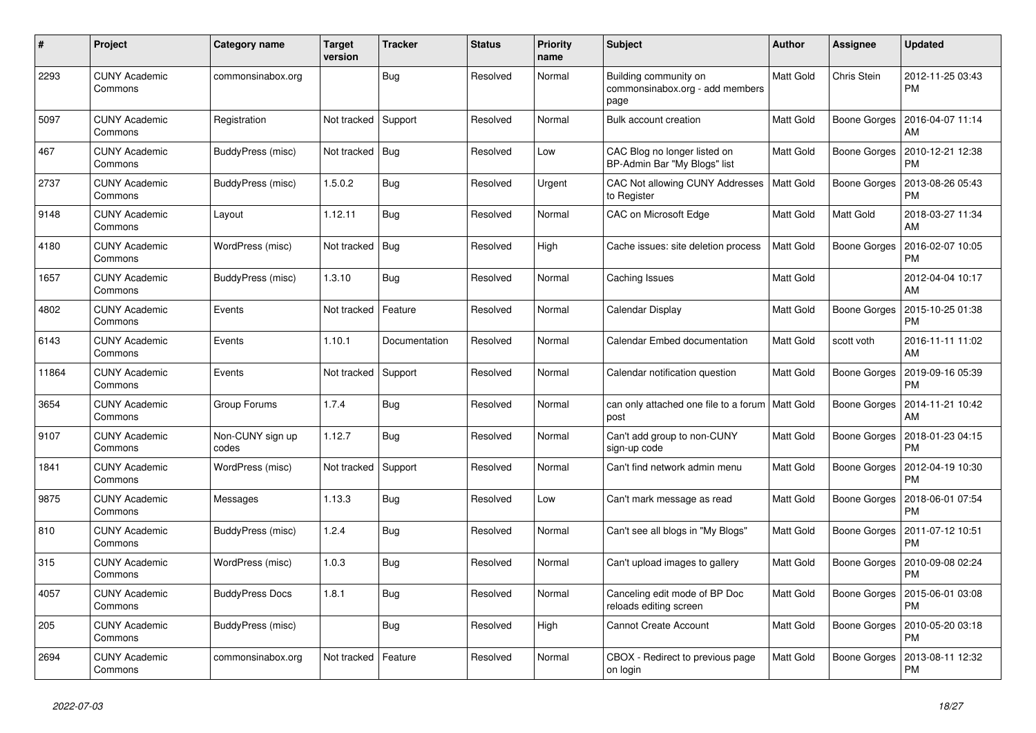| # | Project | Category name | Target version | Tracker | Status | Priority name | Subject | Author | Assignee | Updated |
|---|---|---|---|---|---|---|---|---|---|---|
| 2293 | CUNY Academic Commons | commonsinabox.org | | Bug | Resolved | Normal | Building community on commonsinabox.org - add members page | Matt Gold | Chris Stein | 2012-11-25 03:43 PM |
| 5097 | CUNY Academic Commons | Registration | Not tracked | Support | Resolved | Normal | Bulk account creation | Matt Gold | Boone Gorges | 2016-04-07 11:14 AM |
| 467 | CUNY Academic Commons | BuddyPress (misc) | Not tracked | Bug | Resolved | Low | CAC Blog no longer listed on BP-Admin Bar "My Blogs" list | Matt Gold | Boone Gorges | 2010-12-21 12:38 PM |
| 2737 | CUNY Academic Commons | BuddyPress (misc) | 1.5.0.2 | Bug | Resolved | Urgent | CAC Not allowing CUNY Addresses to Register | Matt Gold | Boone Gorges | 2013-08-26 05:43 PM |
| 9148 | CUNY Academic Commons | Layout | 1.12.11 | Bug | Resolved | Normal | CAC on Microsoft Edge | Matt Gold | Matt Gold | 2018-03-27 11:34 AM |
| 4180 | CUNY Academic Commons | WordPress (misc) | Not tracked | Bug | Resolved | High | Cache issues: site deletion process | Matt Gold | Boone Gorges | 2016-02-07 10:05 PM |
| 1657 | CUNY Academic Commons | BuddyPress (misc) | 1.3.10 | Bug | Resolved | Normal | Caching Issues | Matt Gold | | 2012-04-04 10:17 AM |
| 4802 | CUNY Academic Commons | Events | Not tracked | Feature | Resolved | Normal | Calendar Display | Matt Gold | Boone Gorges | 2015-10-25 01:38 PM |
| 6143 | CUNY Academic Commons | Events | 1.10.1 | Documentation | Resolved | Normal | Calendar Embed documentation | Matt Gold | scott voth | 2016-11-11 11:02 AM |
| 11864 | CUNY Academic Commons | Events | Not tracked | Support | Resolved | Normal | Calendar notification question | Matt Gold | Boone Gorges | 2019-09-16 05:39 PM |
| 3654 | CUNY Academic Commons | Group Forums | 1.7.4 | Bug | Resolved | Normal | can only attached one file to a forum post | Matt Gold | Boone Gorges | 2014-11-21 10:42 AM |
| 9107 | CUNY Academic Commons | Non-CUNY sign up codes | 1.12.7 | Bug | Resolved | Normal | Can't add group to non-CUNY sign-up code | Matt Gold | Boone Gorges | 2018-01-23 04:15 PM |
| 1841 | CUNY Academic Commons | WordPress (misc) | Not tracked | Support | Resolved | Normal | Can't find network admin menu | Matt Gold | Boone Gorges | 2012-04-19 10:30 PM |
| 9875 | CUNY Academic Commons | Messages | 1.13.3 | Bug | Resolved | Low | Can't mark message as read | Matt Gold | Boone Gorges | 2018-06-01 07:54 PM |
| 810 | CUNY Academic Commons | BuddyPress (misc) | 1.2.4 | Bug | Resolved | Normal | Can't see all blogs in "My Blogs" | Matt Gold | Boone Gorges | 2011-07-12 10:51 PM |
| 315 | CUNY Academic Commons | WordPress (misc) | 1.0.3 | Bug | Resolved | Normal | Can't upload images to gallery | Matt Gold | Boone Gorges | 2010-09-08 02:24 PM |
| 4057 | CUNY Academic Commons | BuddyPress Docs | 1.8.1 | Bug | Resolved | Normal | Canceling edit mode of BP Doc reloads editing screen | Matt Gold | Boone Gorges | 2015-06-01 03:08 PM |
| 205 | CUNY Academic Commons | BuddyPress (misc) | | Bug | Resolved | High | Cannot Create Account | Matt Gold | Boone Gorges | 2010-05-20 03:18 PM |
| 2694 | CUNY Academic Commons | commonsinabox.org | Not tracked | Feature | Resolved | Normal | CBOX - Redirect to previous page on login | Matt Gold | Boone Gorges | 2013-08-11 12:32 PM |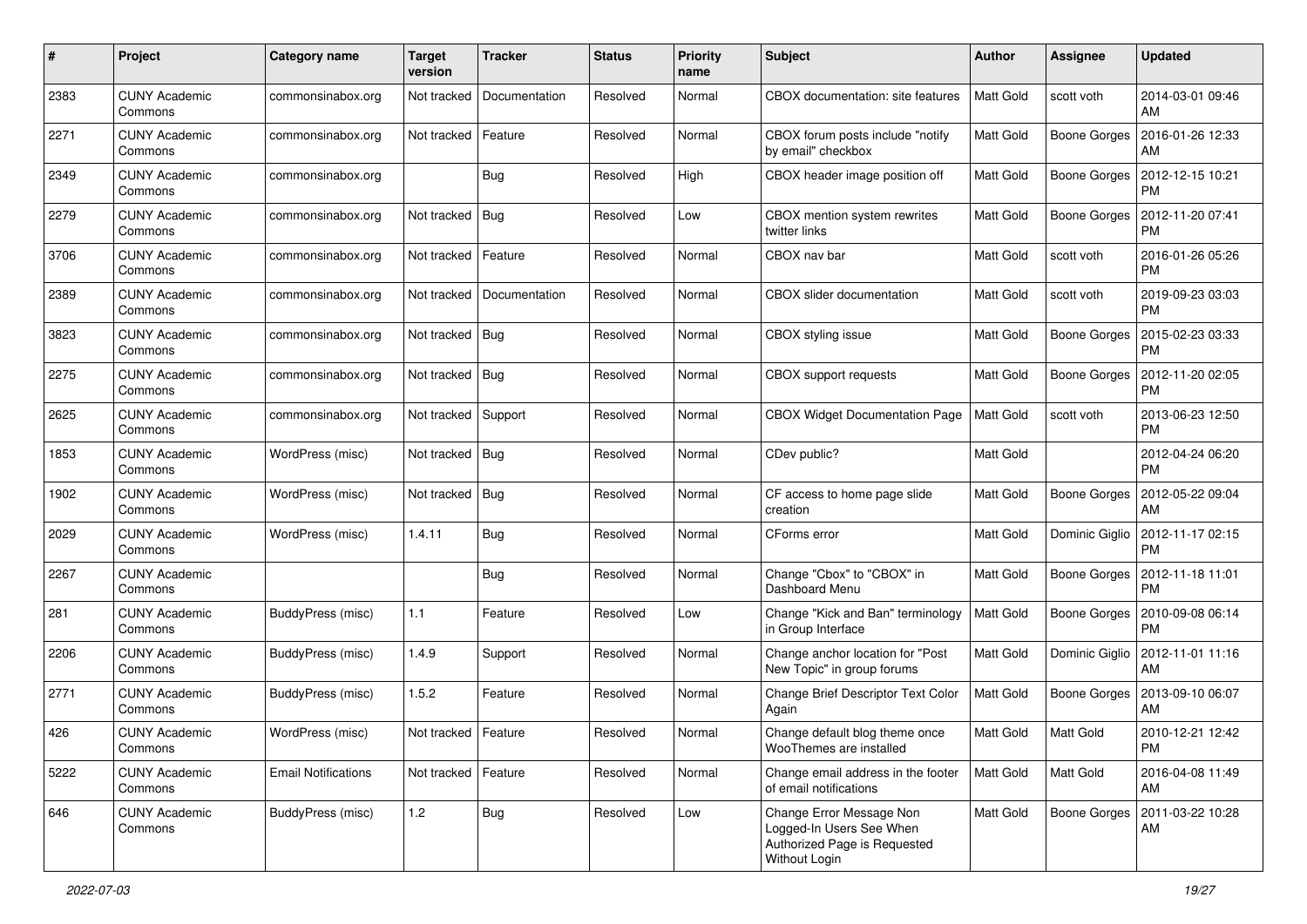| # | Project | Category name | Target version | Tracker | Status | Priority name | Subject | Author | Assignee | Updated |
|---|---|---|---|---|---|---|---|---|---|---|
| 2383 | CUNY Academic Commons | commonsinabox.org | Not tracked | Documentation | Resolved | Normal | CBOX documentation: site features | Matt Gold | scott voth | 2014-03-01 09:46 AM |
| 2271 | CUNY Academic Commons | commonsinabox.org | Not tracked | Feature | Resolved | Normal | CBOX forum posts include "notify by email" checkbox | Matt Gold | Boone Gorges | 2016-01-26 12:33 AM |
| 2349 | CUNY Academic Commons | commonsinabox.org | | Bug | Resolved | High | CBOX header image position off | Matt Gold | Boone Gorges | 2012-12-15 10:21 PM |
| 2279 | CUNY Academic Commons | commonsinabox.org | Not tracked | Bug | Resolved | Low | CBOX mention system rewrites twitter links | Matt Gold | Boone Gorges | 2012-11-20 07:41 PM |
| 3706 | CUNY Academic Commons | commonsinabox.org | Not tracked | Feature | Resolved | Normal | CBOX nav bar | Matt Gold | scott voth | 2016-01-26 05:26 PM |
| 2389 | CUNY Academic Commons | commonsinabox.org | Not tracked | Documentation | Resolved | Normal | CBOX slider documentation | Matt Gold | scott voth | 2019-09-23 03:03 PM |
| 3823 | CUNY Academic Commons | commonsinabox.org | Not tracked | Bug | Resolved | Normal | CBOX styling issue | Matt Gold | Boone Gorges | 2015-02-23 03:33 PM |
| 2275 | CUNY Academic Commons | commonsinabox.org | Not tracked | Bug | Resolved | Normal | CBOX support requests | Matt Gold | Boone Gorges | 2012-11-20 02:05 PM |
| 2625 | CUNY Academic Commons | commonsinabox.org | Not tracked | Support | Resolved | Normal | CBOX Widget Documentation Page | Matt Gold | scott voth | 2013-06-23 12:50 PM |
| 1853 | CUNY Academic Commons | WordPress (misc) | Not tracked | Bug | Resolved | Normal | CDev public? | Matt Gold | | 2012-04-24 06:20 PM |
| 1902 | CUNY Academic Commons | WordPress (misc) | Not tracked | Bug | Resolved | Normal | CF access to home page slide creation | Matt Gold | Boone Gorges | 2012-05-22 09:04 AM |
| 2029 | CUNY Academic Commons | WordPress (misc) | 1.4.11 | Bug | Resolved | Normal | CForms error | Matt Gold | Dominic Giglio | 2012-11-17 02:15 PM |
| 2267 | CUNY Academic Commons | | | Bug | Resolved | Normal | Change "Cbox" to "CBOX" in Dashboard Menu | Matt Gold | Boone Gorges | 2012-11-18 11:01 PM |
| 281 | CUNY Academic Commons | BuddyPress (misc) | 1.1 | Feature | Resolved | Low | Change "Kick and Ban" terminology in Group Interface | Matt Gold | Boone Gorges | 2010-09-08 06:14 PM |
| 2206 | CUNY Academic Commons | BuddyPress (misc) | 1.4.9 | Support | Resolved | Normal | Change anchor location for "Post New Topic" in group forums | Matt Gold | Dominic Giglio | 2012-11-01 11:16 AM |
| 2771 | CUNY Academic Commons | BuddyPress (misc) | 1.5.2 | Feature | Resolved | Normal | Change Brief Descriptor Text Color Again | Matt Gold | Boone Gorges | 2013-09-10 06:07 AM |
| 426 | CUNY Academic Commons | WordPress (misc) | Not tracked | Feature | Resolved | Normal | Change default blog theme once WooThemes are installed | Matt Gold | Matt Gold | 2010-12-21 12:42 PM |
| 5222 | CUNY Academic Commons | Email Notifications | Not tracked | Feature | Resolved | Normal | Change email address in the footer of email notifications | Matt Gold | Matt Gold | 2016-04-08 11:49 AM |
| 646 | CUNY Academic Commons | BuddyPress (misc) | 1.2 | Bug | Resolved | Low | Change Error Message Non Logged-In Users See When Authorized Page is Requested Without Login | Matt Gold | Boone Gorges | 2011-03-22 10:28 AM |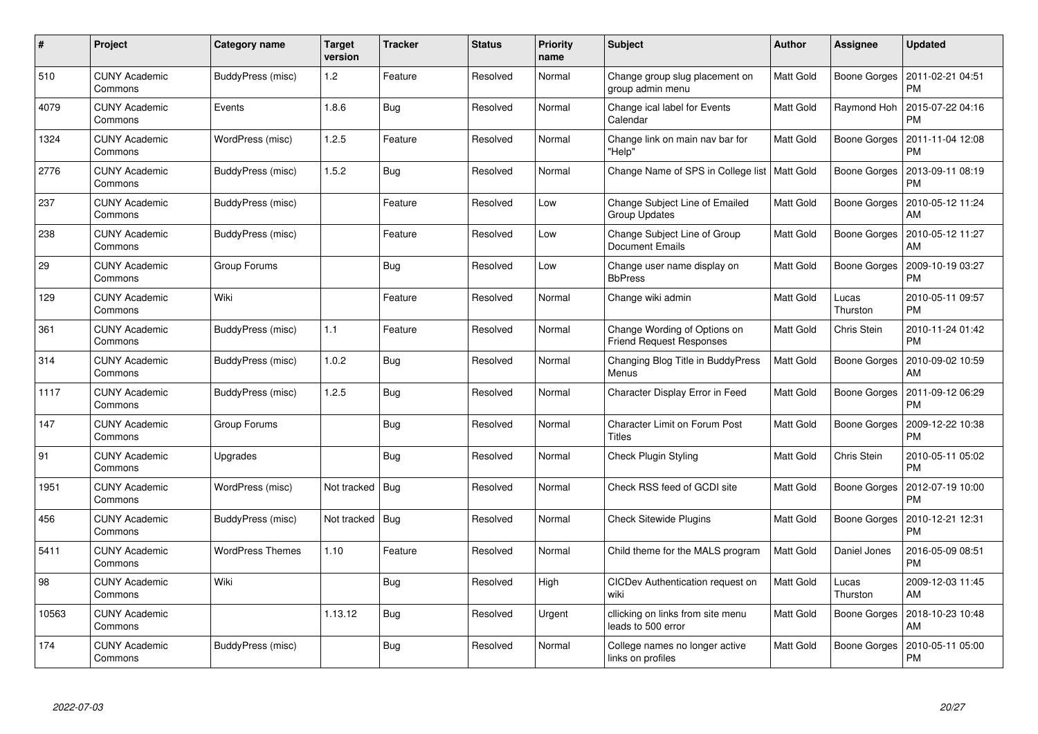| # | Project | Category name | Target version | Tracker | Status | Priority name | Subject | Author | Assignee | Updated |
|---|---|---|---|---|---|---|---|---|---|---|
| 510 | CUNY Academic Commons | BuddyPress (misc) | 1.2 | Feature | Resolved | Normal | Change group slug placement on group admin menu | Matt Gold | Boone Gorges | 2011-02-21 04:51 PM |
| 4079 | CUNY Academic Commons | Events | 1.8.6 | Bug | Resolved | Normal | Change ical label for Events Calendar | Matt Gold | Raymond Hoh | 2015-07-22 04:16 PM |
| 1324 | CUNY Academic Commons | WordPress (misc) | 1.2.5 | Feature | Resolved | Normal | Change link on main nav bar for "Help" | Matt Gold | Boone Gorges | 2011-11-04 12:08 PM |
| 2776 | CUNY Academic Commons | BuddyPress (misc) | 1.5.2 | Bug | Resolved | Normal | Change Name of SPS in College list | Matt Gold | Boone Gorges | 2013-09-11 08:19 PM |
| 237 | CUNY Academic Commons | BuddyPress (misc) | | Feature | Resolved | Low | Change Subject Line of Emailed Group Updates | Matt Gold | Boone Gorges | 2010-05-12 11:24 AM |
| 238 | CUNY Academic Commons | BuddyPress (misc) | | Feature | Resolved | Low | Change Subject Line of Group Document Emails | Matt Gold | Boone Gorges | 2010-05-12 11:27 AM |
| 29 | CUNY Academic Commons | Group Forums | | Bug | Resolved | Low | Change user name display on BbPress | Matt Gold | Boone Gorges | 2009-10-19 03:27 PM |
| 129 | CUNY Academic Commons | Wiki | | Feature | Resolved | Normal | Change wiki admin | Matt Gold | Lucas Thurston | 2010-05-11 09:57 PM |
| 361 | CUNY Academic Commons | BuddyPress (misc) | 1.1 | Feature | Resolved | Normal | Change Wording of Options on Friend Request Responses | Matt Gold | Chris Stein | 2010-11-24 01:42 PM |
| 314 | CUNY Academic Commons | BuddyPress (misc) | 1.0.2 | Bug | Resolved | Normal | Changing Blog Title in BuddyPress Menus | Matt Gold | Boone Gorges | 2010-09-02 10:59 AM |
| 1117 | CUNY Academic Commons | BuddyPress (misc) | 1.2.5 | Bug | Resolved | Normal | Character Display Error in Feed | Matt Gold | Boone Gorges | 2011-09-12 06:29 PM |
| 147 | CUNY Academic Commons | Group Forums | | Bug | Resolved | Normal | Character Limit on Forum Post Titles | Matt Gold | Boone Gorges | 2009-12-22 10:38 PM |
| 91 | CUNY Academic Commons | Upgrades | | Bug | Resolved | Normal | Check Plugin Styling | Matt Gold | Chris Stein | 2010-05-11 05:02 PM |
| 1951 | CUNY Academic Commons | WordPress (misc) | Not tracked | Bug | Resolved | Normal | Check RSS feed of GCDI site | Matt Gold | Boone Gorges | 2012-07-19 10:00 PM |
| 456 | CUNY Academic Commons | BuddyPress (misc) | Not tracked | Bug | Resolved | Normal | Check Sitewide Plugins | Matt Gold | Boone Gorges | 2010-12-21 12:31 PM |
| 5411 | CUNY Academic Commons | WordPress Themes | 1.10 | Feature | Resolved | Normal | Child theme for the MALS program | Matt Gold | Daniel Jones | 2016-05-09 08:51 PM |
| 98 | CUNY Academic Commons | Wiki | | Bug | Resolved | High | CICDev Authentication request on wiki | Matt Gold | Lucas Thurston | 2009-12-03 11:45 AM |
| 10563 | CUNY Academic Commons | | 1.13.12 | Bug | Resolved | Urgent | cllicking on links from site menu leads to 500 error | Matt Gold | Boone Gorges | 2018-10-23 10:48 AM |
| 174 | CUNY Academic Commons | BuddyPress (misc) | | Bug | Resolved | Normal | College names no longer active links on profiles | Matt Gold | Boone Gorges | 2010-05-11 05:00 PM |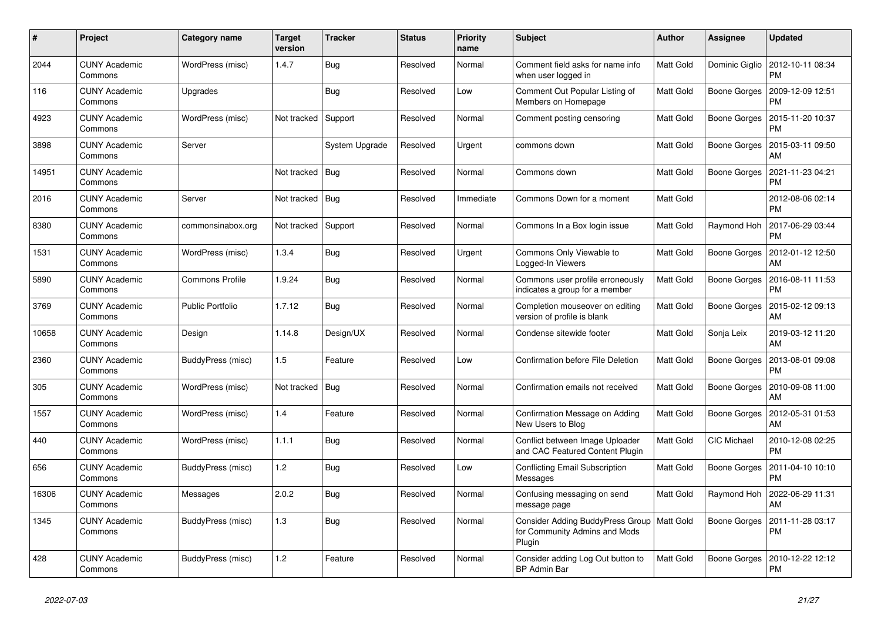| # | Project | Category name | Target version | Tracker | Status | Priority name | Subject | Author | Assignee | Updated |
|---|---|---|---|---|---|---|---|---|---|---|
| 2044 | CUNY Academic Commons | WordPress (misc) | 1.4.7 | Bug | Resolved | Normal | Comment field asks for name info when user logged in | Matt Gold | Dominic Giglio | 2012-10-11 08:34 PM |
| 116 | CUNY Academic Commons | Upgrades | | Bug | Resolved | Low | Comment Out Popular Listing of Members on Homepage | Matt Gold | Boone Gorges | 2009-12-09 12:51 PM |
| 4923 | CUNY Academic Commons | WordPress (misc) | Not tracked | Support | Resolved | Normal | Comment posting censoring | Matt Gold | Boone Gorges | 2015-11-20 10:37 PM |
| 3898 | CUNY Academic Commons | Server | | System Upgrade | Resolved | Urgent | commons down | Matt Gold | Boone Gorges | 2015-03-11 09:50 AM |
| 14951 | CUNY Academic Commons | | Not tracked | Bug | Resolved | Normal | Commons down | Matt Gold | Boone Gorges | 2021-11-23 04:21 PM |
| 2016 | CUNY Academic Commons | Server | Not tracked | Bug | Resolved | Immediate | Commons Down for a moment | Matt Gold | | 2012-08-06 02:14 PM |
| 8380 | CUNY Academic Commons | commonsinabox.org | Not tracked | Support | Resolved | Normal | Commons In a Box login issue | Matt Gold | Raymond Hoh | 2017-06-29 03:44 PM |
| 1531 | CUNY Academic Commons | WordPress (misc) | 1.3.4 | Bug | Resolved | Urgent | Commons Only Viewable to Logged-In Viewers | Matt Gold | Boone Gorges | 2012-01-12 12:50 AM |
| 5890 | CUNY Academic Commons | Commons Profile | 1.9.24 | Bug | Resolved | Normal | Commons user profile erroneously indicates a group for a member | Matt Gold | Boone Gorges | 2016-08-11 11:53 PM |
| 3769 | CUNY Academic Commons | Public Portfolio | 1.7.12 | Bug | Resolved | Normal | Completion mouseover on editing version of profile is blank | Matt Gold | Boone Gorges | 2015-02-12 09:13 AM |
| 10658 | CUNY Academic Commons | Design | 1.14.8 | Design/UX | Resolved | Normal | Condense sitewide footer | Matt Gold | Sonja Leix | 2019-03-12 11:20 AM |
| 2360 | CUNY Academic Commons | BuddyPress (misc) | 1.5 | Feature | Resolved | Low | Confirmation before File Deletion | Matt Gold | Boone Gorges | 2013-08-01 09:08 PM |
| 305 | CUNY Academic Commons | WordPress (misc) | Not tracked | Bug | Resolved | Normal | Confirmation emails not received | Matt Gold | Boone Gorges | 2010-09-08 11:00 AM |
| 1557 | CUNY Academic Commons | WordPress (misc) | 1.4 | Feature | Resolved | Normal | Confirmation Message on Adding New Users to Blog | Matt Gold | Boone Gorges | 2012-05-31 01:53 AM |
| 440 | CUNY Academic Commons | WordPress (misc) | 1.1.1 | Bug | Resolved | Normal | Conflict between Image Uploader and CAC Featured Content Plugin | Matt Gold | CIC Michael | 2010-12-08 02:25 PM |
| 656 | CUNY Academic Commons | BuddyPress (misc) | 1.2 | Bug | Resolved | Low | Conflicting Email Subscription Messages | Matt Gold | Boone Gorges | 2011-04-10 10:10 PM |
| 16306 | CUNY Academic Commons | Messages | 2.0.2 | Bug | Resolved | Normal | Confusing messaging on send message page | Matt Gold | Raymond Hoh | 2022-06-29 11:31 AM |
| 1345 | CUNY Academic Commons | BuddyPress (misc) | 1.3 | Bug | Resolved | Normal | Consider Adding BuddyPress Group for Community Admins and Mods Plugin | Matt Gold | Boone Gorges | 2011-11-28 03:17 PM |
| 428 | CUNY Academic Commons | BuddyPress (misc) | 1.2 | Feature | Resolved | Normal | Consider adding Log Out button to BP Admin Bar | Matt Gold | Boone Gorges | 2010-12-22 12:12 PM |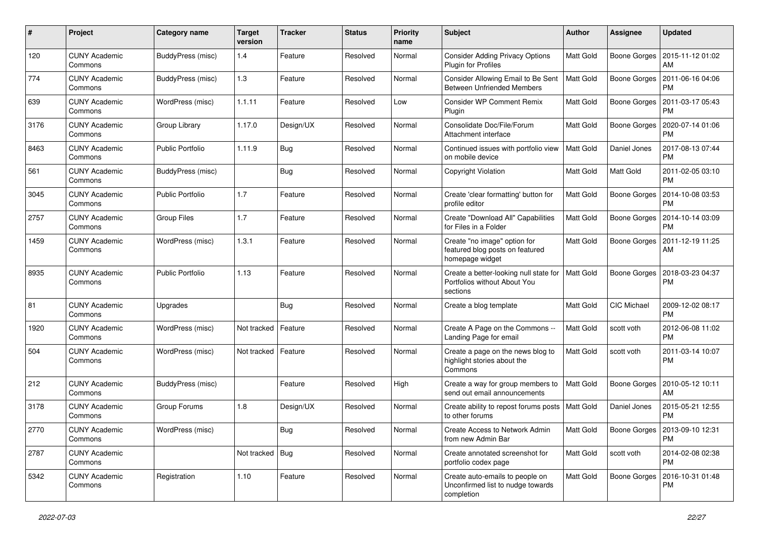| # | Project | Category name | Target version | Tracker | Status | Priority name | Subject | Author | Assignee | Updated |
|---|---|---|---|---|---|---|---|---|---|---|
| 120 | CUNY Academic Commons | BuddyPress (misc) | 1.4 | Feature | Resolved | Normal | Consider Adding Privacy Options Plugin for Profiles | Matt Gold | Boone Gorges | 2015-11-12 01:02 AM |
| 774 | CUNY Academic Commons | BuddyPress (misc) | 1.3 | Feature | Resolved | Normal | Consider Allowing Email to Be Sent Between Unfriended Members | Matt Gold | Boone Gorges | 2011-06-16 04:06 PM |
| 639 | CUNY Academic Commons | WordPress (misc) | 1.1.11 | Feature | Resolved | Low | Consider WP Comment Remix Plugin | Matt Gold | Boone Gorges | 2011-03-17 05:43 PM |
| 3176 | CUNY Academic Commons | Group Library | 1.17.0 | Design/UX | Resolved | Normal | Consolidate Doc/File/Forum Attachment interface | Matt Gold | Boone Gorges | 2020-07-14 01:06 PM |
| 8463 | CUNY Academic Commons | Public Portfolio | 1.11.9 | Bug | Resolved | Normal | Continued issues with portfolio view on mobile device | Matt Gold | Daniel Jones | 2017-08-13 07:44 PM |
| 561 | CUNY Academic Commons | BuddyPress (misc) |  | Bug | Resolved | Normal | Copyright Violation | Matt Gold | Matt Gold | 2011-02-05 03:10 PM |
| 3045 | CUNY Academic Commons | Public Portfolio | 1.7 | Feature | Resolved | Normal | Create 'clear formatting' button for profile editor | Matt Gold | Boone Gorges | 2014-10-08 03:53 PM |
| 2757 | CUNY Academic Commons | Group Files | 1.7 | Feature | Resolved | Normal | Create "Download All" Capabilities for Files in a Folder | Matt Gold | Boone Gorges | 2014-10-14 03:09 PM |
| 1459 | CUNY Academic Commons | WordPress (misc) | 1.3.1 | Feature | Resolved | Normal | Create "no image" option for featured blog posts on featured homepage widget | Matt Gold | Boone Gorges | 2011-12-19 11:25 AM |
| 8935 | CUNY Academic Commons | Public Portfolio | 1.13 | Feature | Resolved | Normal | Create a better-looking null state for Portfolios without About You sections | Matt Gold | Boone Gorges | 2018-03-23 04:37 PM |
| 81 | CUNY Academic Commons | Upgrades |  | Bug | Resolved | Normal | Create a blog template | Matt Gold | CIC Michael | 2009-12-02 08:17 PM |
| 1920 | CUNY Academic Commons | WordPress (misc) | Not tracked | Feature | Resolved | Normal | Create A Page on the Commons -- Landing Page for email | Matt Gold | scott voth | 2012-06-08 11:02 PM |
| 504 | CUNY Academic Commons | WordPress (misc) | Not tracked | Feature | Resolved | Normal | Create a page on the news blog to highlight stories about the Commons | Matt Gold | scott voth | 2011-03-14 10:07 PM |
| 212 | CUNY Academic Commons | BuddyPress (misc) |  | Feature | Resolved | High | Create a way for group members to send out email announcements | Matt Gold | Boone Gorges | 2010-05-12 10:11 AM |
| 3178 | CUNY Academic Commons | Group Forums | 1.8 | Design/UX | Resolved | Normal | Create ability to repost forums posts to other forums | Matt Gold | Daniel Jones | 2015-05-21 12:55 PM |
| 2770 | CUNY Academic Commons | WordPress (misc) |  | Bug | Resolved | Normal | Create Access to Network Admin from new Admin Bar | Matt Gold | Boone Gorges | 2013-09-10 12:31 PM |
| 2787 | CUNY Academic Commons |  | Not tracked | Bug | Resolved | Normal | Create annotated screenshot for portfolio codex page | Matt Gold | scott voth | 2014-02-08 02:38 PM |
| 5342 | CUNY Academic Commons | Registration | 1.10 | Feature | Resolved | Normal | Create auto-emails to people on Unconfirmed list to nudge towards completion | Matt Gold | Boone Gorges | 2016-10-31 01:48 PM |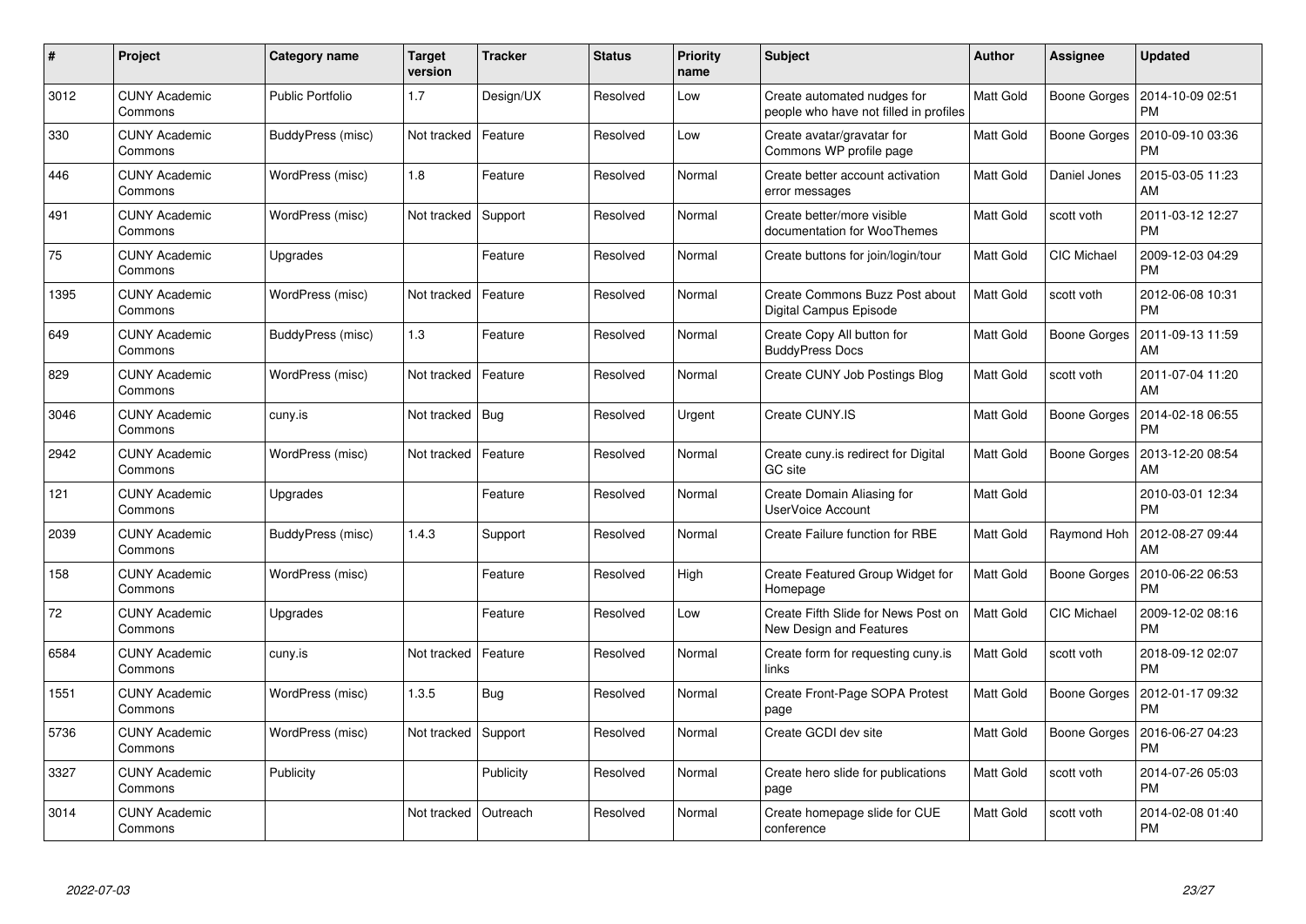| # | Project | Category name | Target version | Tracker | Status | Priority name | Subject | Author | Assignee | Updated |
|---|---|---|---|---|---|---|---|---|---|---|
| 3012 | CUNY Academic Commons | Public Portfolio | 1.7 | Design/UX | Resolved | Low | Create automated nudges for people who have not filled in profiles | Matt Gold | Boone Gorges | 2014-10-09 02:51 PM |
| 330 | CUNY Academic Commons | BuddyPress (misc) | Not tracked | Feature | Resolved | Low | Create avatar/gravatar for Commons WP profile page | Matt Gold | Boone Gorges | 2010-09-10 03:36 PM |
| 446 | CUNY Academic Commons | WordPress (misc) | 1.8 | Feature | Resolved | Normal | Create better account activation error messages | Matt Gold | Daniel Jones | 2015-03-05 11:23 AM |
| 491 | CUNY Academic Commons | WordPress (misc) | Not tracked | Support | Resolved | Normal | Create better/more visible documentation for WooThemes | Matt Gold | scott voth | 2011-03-12 12:27 PM |
| 75 | CUNY Academic Commons | Upgrades | | Feature | Resolved | Normal | Create buttons for join/login/tour | Matt Gold | CIC Michael | 2009-12-03 04:29 PM |
| 1395 | CUNY Academic Commons | WordPress (misc) | Not tracked | Feature | Resolved | Normal | Create Commons Buzz Post about Digital Campus Episode | Matt Gold | scott voth | 2012-06-08 10:31 PM |
| 649 | CUNY Academic Commons | BuddyPress (misc) | 1.3 | Feature | Resolved | Normal | Create Copy All button for BuddyPress Docs | Matt Gold | Boone Gorges | 2011-09-13 11:59 AM |
| 829 | CUNY Academic Commons | WordPress (misc) | Not tracked | Feature | Resolved | Normal | Create CUNY Job Postings Blog | Matt Gold | scott voth | 2011-07-04 11:20 AM |
| 3046 | CUNY Academic Commons | cuny.is | Not tracked | Bug | Resolved | Urgent | Create CUNY.IS | Matt Gold | Boone Gorges | 2014-02-18 06:55 PM |
| 2942 | CUNY Academic Commons | WordPress (misc) | Not tracked | Feature | Resolved | Normal | Create cuny.is redirect for Digital GC site | Matt Gold | Boone Gorges | 2013-12-20 08:54 AM |
| 121 | CUNY Academic Commons | Upgrades | | Feature | Resolved | Normal | Create Domain Aliasing for UserVoice Account | Matt Gold | | 2010-03-01 12:34 PM |
| 2039 | CUNY Academic Commons | BuddyPress (misc) | 1.4.3 | Support | Resolved | Normal | Create Failure function for RBE | Matt Gold | Raymond Hoh | 2012-08-27 09:44 AM |
| 158 | CUNY Academic Commons | WordPress (misc) | | Feature | Resolved | High | Create Featured Group Widget for Homepage | Matt Gold | Boone Gorges | 2010-06-22 06:53 PM |
| 72 | CUNY Academic Commons | Upgrades | | Feature | Resolved | Low | Create Fifth Slide for News Post on New Design and Features | Matt Gold | CIC Michael | 2009-12-02 08:16 PM |
| 6584 | CUNY Academic Commons | cuny.is | Not tracked | Feature | Resolved | Normal | Create form for requesting cuny.is links | Matt Gold | scott voth | 2018-09-12 02:07 PM |
| 1551 | CUNY Academic Commons | WordPress (misc) | 1.3.5 | Bug | Resolved | Normal | Create Front-Page SOPA Protest page | Matt Gold | Boone Gorges | 2012-01-17 09:32 PM |
| 5736 | CUNY Academic Commons | WordPress (misc) | Not tracked | Support | Resolved | Normal | Create GCDI dev site | Matt Gold | Boone Gorges | 2016-06-27 04:23 PM |
| 3327 | CUNY Academic Commons | Publicity | | Publicity | Resolved | Normal | Create hero slide for publications page | Matt Gold | scott voth | 2014-07-26 05:03 PM |
| 3014 | CUNY Academic Commons | | Not tracked | Outreach | Resolved | Normal | Create homepage slide for CUE conference | Matt Gold | scott voth | 2014-02-08 01:40 PM |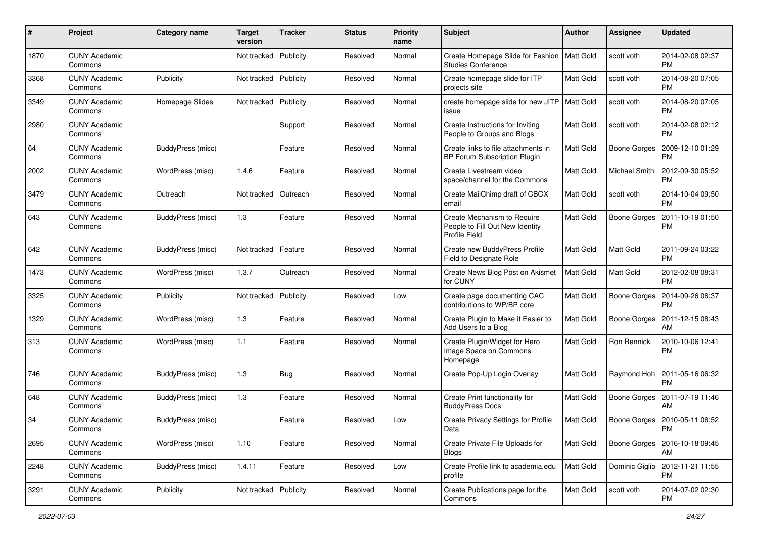| # | Project | Category name | Target version | Tracker | Status | Priority name | Subject | Author | Assignee | Updated |
|---|---|---|---|---|---|---|---|---|---|---|
| 1870 | CUNY Academic Commons | | Not tracked | Publicity | Resolved | Normal | Create Homepage Slide for Fashion Studies Conference | Matt Gold | scott voth | 2014-02-08 02:37 PM |
| 3368 | CUNY Academic Commons | Publicity | Not tracked | Publicity | Resolved | Normal | Create homepage slide for ITP projects site | Matt Gold | scott voth | 2014-08-20 07:05 PM |
| 3349 | CUNY Academic Commons | Homepage Slides | Not tracked | Publicity | Resolved | Normal | create homepage slide for new JITP issue | Matt Gold | scott voth | 2014-08-20 07:05 PM |
| 2980 | CUNY Academic Commons | | | Support | Resolved | Normal | Create Instructions for Inviting People to Groups and Blogs | Matt Gold | scott voth | 2014-02-08 02:12 PM |
| 64 | CUNY Academic Commons | BuddyPress (misc) | | Feature | Resolved | Normal | Create links to file attachments in BP Forum Subscription Plugin | Matt Gold | Boone Gorges | 2009-12-10 01:29 PM |
| 2002 | CUNY Academic Commons | WordPress (misc) | 1.4.6 | Feature | Resolved | Normal | Create Livestream video space/channel for the Commons | Matt Gold | Michael Smith | 2012-09-30 05:52 PM |
| 3479 | CUNY Academic Commons | Outreach | Not tracked | Outreach | Resolved | Normal | Create MailChimp draft of CBOX email | Matt Gold | scott voth | 2014-10-04 09:50 PM |
| 643 | CUNY Academic Commons | BuddyPress (misc) | 1.3 | Feature | Resolved | Normal | Create Mechanism to Require People to Fill Out New Identity Profile Field | Matt Gold | Boone Gorges | 2011-10-19 01:50 PM |
| 642 | CUNY Academic Commons | BuddyPress (misc) | Not tracked | Feature | Resolved | Normal | Create new BuddyPress Profile Field to Designate Role | Matt Gold | Matt Gold | 2011-09-24 03:22 PM |
| 1473 | CUNY Academic Commons | WordPress (misc) | 1.3.7 | Outreach | Resolved | Normal | Create News Blog Post on Akismet for CUNY | Matt Gold | Matt Gold | 2012-02-08 08:31 PM |
| 3325 | CUNY Academic Commons | Publicity | Not tracked | Publicity | Resolved | Low | Create page documenting CAC contributions to WP/BP core | Matt Gold | Boone Gorges | 2014-09-26 06:37 PM |
| 1329 | CUNY Academic Commons | WordPress (misc) | 1.3 | Feature | Resolved | Normal | Create Plugin to Make it Easier to Add Users to a Blog | Matt Gold | Boone Gorges | 2011-12-15 08:43 AM |
| 313 | CUNY Academic Commons | WordPress (misc) | 1.1 | Feature | Resolved | Normal | Create Plugin/Widget for Hero Image Space on Commons Homepage | Matt Gold | Ron Rennick | 2010-10-06 12:41 PM |
| 746 | CUNY Academic Commons | BuddyPress (misc) | 1.3 | Bug | Resolved | Normal | Create Pop-Up Login Overlay | Matt Gold | Raymond Hoh | 2011-05-16 06:32 PM |
| 648 | CUNY Academic Commons | BuddyPress (misc) | 1.3 | Feature | Resolved | Normal | Create Print functionality for BuddyPress Docs | Matt Gold | Boone Gorges | 2011-07-19 11:46 AM |
| 34 | CUNY Academic Commons | BuddyPress (misc) | | Feature | Resolved | Low | Create Privacy Settings for Profile Data | Matt Gold | Boone Gorges | 2010-05-11 06:52 PM |
| 2695 | CUNY Academic Commons | WordPress (misc) | 1.10 | Feature | Resolved | Normal | Create Private File Uploads for Blogs | Matt Gold | Boone Gorges | 2016-10-18 09:45 AM |
| 2248 | CUNY Academic Commons | BuddyPress (misc) | 1.4.11 | Feature | Resolved | Low | Create Profile link to academia.edu profile | Matt Gold | Dominic Giglio | 2012-11-21 11:55 PM |
| 3291 | CUNY Academic Commons | Publicity | Not tracked | Publicity | Resolved | Normal | Create Publications page for the Commons | Matt Gold | scott voth | 2014-07-02 02:30 PM |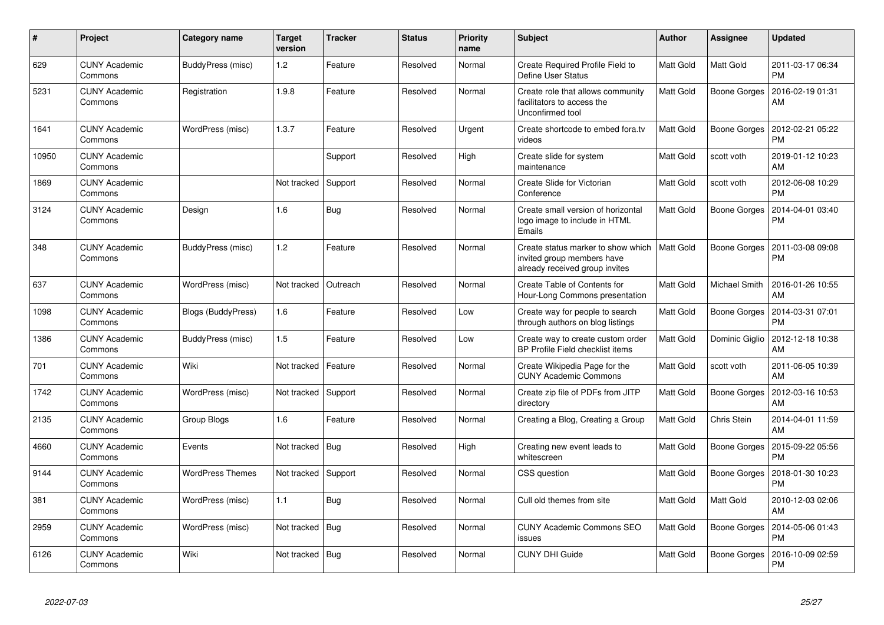| # | Project | Category name | Target version | Tracker | Status | Priority name | Subject | Author | Assignee | Updated |
|---|---|---|---|---|---|---|---|---|---|---|
| 629 | CUNY Academic Commons | BuddyPress (misc) | 1.2 | Feature | Resolved | Normal | Create Required Profile Field to Define User Status | Matt Gold | Matt Gold | 2011-03-17 06:34 PM |
| 5231 | CUNY Academic Commons | Registration | 1.9.8 | Feature | Resolved | Normal | Create role that allows community facilitators to access the Unconfirmed tool | Matt Gold | Boone Gorges | 2016-02-19 01:31 AM |
| 1641 | CUNY Academic Commons | WordPress (misc) | 1.3.7 | Feature | Resolved | Urgent | Create shortcode to embed fora.tv videos | Matt Gold | Boone Gorges | 2012-02-21 05:22 PM |
| 10950 | CUNY Academic Commons | | | Support | Resolved | High | Create slide for system maintenance | Matt Gold | scott voth | 2019-01-12 10:23 AM |
| 1869 | CUNY Academic Commons | | Not tracked | Support | Resolved | Normal | Create Slide for Victorian Conference | Matt Gold | scott voth | 2012-06-08 10:29 PM |
| 3124 | CUNY Academic Commons | Design | 1.6 | Bug | Resolved | Normal | Create small version of horizontal logo image to include in HTML Emails | Matt Gold | Boone Gorges | 2014-04-01 03:40 PM |
| 348 | CUNY Academic Commons | BuddyPress (misc) | 1.2 | Feature | Resolved | Normal | Create status marker to show which invited group members have already received group invites | Matt Gold | Boone Gorges | 2011-03-08 09:08 PM |
| 637 | CUNY Academic Commons | WordPress (misc) | Not tracked | Outreach | Resolved | Normal | Create Table of Contents for Hour-Long Commons presentation | Matt Gold | Michael Smith | 2016-01-26 10:55 AM |
| 1098 | CUNY Academic Commons | Blogs (BuddyPress) | 1.6 | Feature | Resolved | Low | Create way for people to search through authors on blog listings | Matt Gold | Boone Gorges | 2014-03-31 07:01 PM |
| 1386 | CUNY Academic Commons | BuddyPress (misc) | 1.5 | Feature | Resolved | Low | Create way to create custom order BP Profile Field checklist items | Matt Gold | Dominic Giglio | 2012-12-18 10:38 AM |
| 701 | CUNY Academic Commons | Wiki | Not tracked | Feature | Resolved | Normal | Create Wikipedia Page for the CUNY Academic Commons | Matt Gold | scott voth | 2011-06-05 10:39 AM |
| 1742 | CUNY Academic Commons | WordPress (misc) | Not tracked | Support | Resolved | Normal | Create zip file of PDFs from JITP directory | Matt Gold | Boone Gorges | 2012-03-16 10:53 AM |
| 2135 | CUNY Academic Commons | Group Blogs | 1.6 | Feature | Resolved | Normal | Creating a Blog, Creating a Group | Matt Gold | Chris Stein | 2014-04-01 11:59 AM |
| 4660 | CUNY Academic Commons | Events | Not tracked | Bug | Resolved | High | Creating new event leads to whitescreen | Matt Gold | Boone Gorges | 2015-09-22 05:56 PM |
| 9144 | CUNY Academic Commons | WordPress Themes | Not tracked | Support | Resolved | Normal | CSS question | Matt Gold | Boone Gorges | 2018-01-30 10:23 PM |
| 381 | CUNY Academic Commons | WordPress (misc) | 1.1 | Bug | Resolved | Normal | Cull old themes from site | Matt Gold | Matt Gold | 2010-12-03 02:06 AM |
| 2959 | CUNY Academic Commons | WordPress (misc) | Not tracked | Bug | Resolved | Normal | CUNY Academic Commons SEO issues | Matt Gold | Boone Gorges | 2014-05-06 01:43 PM |
| 6126 | CUNY Academic Commons | Wiki | Not tracked | Bug | Resolved | Normal | CUNY DHI Guide | Matt Gold | Boone Gorges | 2016-10-09 02:59 PM |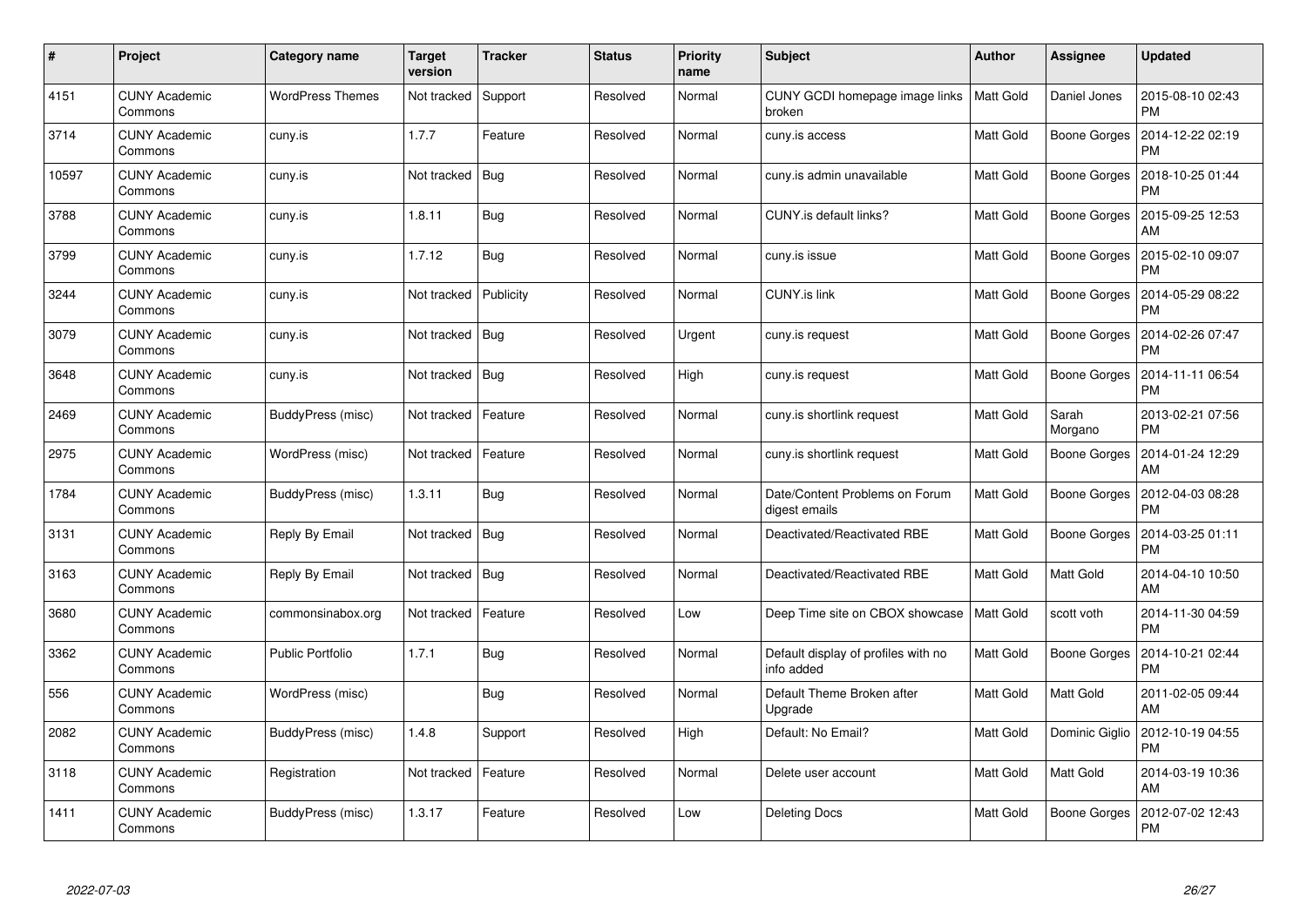| # | Project | Category name | Target version | Tracker | Status | Priority name | Subject | Author | Assignee | Updated |
|---|---|---|---|---|---|---|---|---|---|---|
| 4151 | CUNY Academic Commons | WordPress Themes | Not tracked | Support | Resolved | Normal | CUNY GCDI homepage image links broken | Matt Gold | Daniel Jones | 2015-08-10 02:43 PM |
| 3714 | CUNY Academic Commons | cuny.is | 1.7.7 | Feature | Resolved | Normal | cuny.is access | Matt Gold | Boone Gorges | 2014-12-22 02:19 PM |
| 10597 | CUNY Academic Commons | cuny.is | Not tracked | Bug | Resolved | Normal | cuny.is admin unavailable | Matt Gold | Boone Gorges | 2018-10-25 01:44 PM |
| 3788 | CUNY Academic Commons | cuny.is | 1.8.11 | Bug | Resolved | Normal | CUNY.is default links? | Matt Gold | Boone Gorges | 2015-09-25 12:53 AM |
| 3799 | CUNY Academic Commons | cuny.is | 1.7.12 | Bug | Resolved | Normal | cuny.is issue | Matt Gold | Boone Gorges | 2015-02-10 09:07 PM |
| 3244 | CUNY Academic Commons | cuny.is | Not tracked | Publicity | Resolved | Normal | CUNY.is link | Matt Gold | Boone Gorges | 2014-05-29 08:22 PM |
| 3079 | CUNY Academic Commons | cuny.is | Not tracked | Bug | Resolved | Urgent | cuny.is request | Matt Gold | Boone Gorges | 2014-02-26 07:47 PM |
| 3648 | CUNY Academic Commons | cuny.is | Not tracked | Bug | Resolved | High | cuny.is request | Matt Gold | Boone Gorges | 2014-11-11 06:54 PM |
| 2469 | CUNY Academic Commons | BuddyPress (misc) | Not tracked | Feature | Resolved | Normal | cuny.is shortlink request | Matt Gold | Sarah Morgano | 2013-02-21 07:56 PM |
| 2975 | CUNY Academic Commons | WordPress (misc) | Not tracked | Feature | Resolved | Normal | cuny.is shortlink request | Matt Gold | Boone Gorges | 2014-01-24 12:29 AM |
| 1784 | CUNY Academic Commons | BuddyPress (misc) | 1.3.11 | Bug | Resolved | Normal | Date/Content Problems on Forum digest emails | Matt Gold | Boone Gorges | 2012-04-03 08:28 PM |
| 3131 | CUNY Academic Commons | Reply By Email | Not tracked | Bug | Resolved | Normal | Deactivated/Reactivated RBE | Matt Gold | Boone Gorges | 2014-03-25 01:11 PM |
| 3163 | CUNY Academic Commons | Reply By Email | Not tracked | Bug | Resolved | Normal | Deactivated/Reactivated RBE | Matt Gold | Matt Gold | 2014-04-10 10:50 AM |
| 3680 | CUNY Academic Commons | commonsinabox.org | Not tracked | Feature | Resolved | Low | Deep Time site on CBOX showcase | Matt Gold | scott voth | 2014-11-30 04:59 PM |
| 3362 | CUNY Academic Commons | Public Portfolio | 1.7.1 | Bug | Resolved | Normal | Default display of profiles with no info added | Matt Gold | Boone Gorges | 2014-10-21 02:44 PM |
| 556 | CUNY Academic Commons | WordPress (misc) | | Bug | Resolved | Normal | Default Theme Broken after Upgrade | Matt Gold | Matt Gold | 2011-02-05 09:44 AM |
| 2082 | CUNY Academic Commons | BuddyPress (misc) | 1.4.8 | Support | Resolved | High | Default: No Email? | Matt Gold | Dominic Giglio | 2012-10-19 04:55 PM |
| 3118 | CUNY Academic Commons | Registration | Not tracked | Feature | Resolved | Normal | Delete user account | Matt Gold | Matt Gold | 2014-03-19 10:36 AM |
| 1411 | CUNY Academic Commons | BuddyPress (misc) | 1.3.17 | Feature | Resolved | Low | Deleting Docs | Matt Gold | Boone Gorges | 2012-07-02 12:43 PM |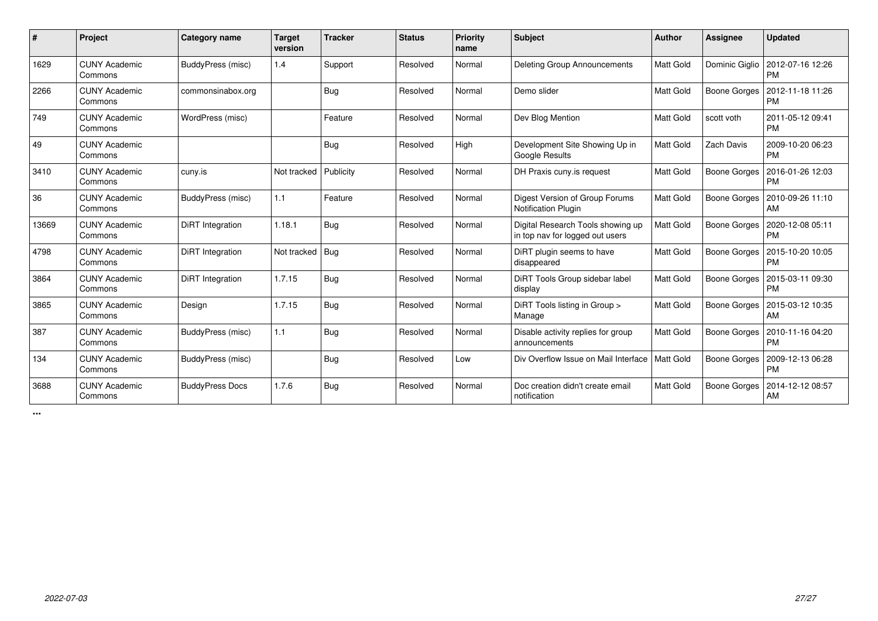| # | Project | Category name | Target version | Tracker | Status | Priority name | Subject | Author | Assignee | Updated |
|---|---|---|---|---|---|---|---|---|---|---|
| 1629 | CUNY Academic Commons | BuddyPress (misc) | 1.4 | Support | Resolved | Normal | Deleting Group Announcements | Matt Gold | Dominic Giglio | 2012-07-16 12:26 PM |
| 2266 | CUNY Academic Commons | commonsinabox.org | | Bug | Resolved | Normal | Demo slider | Matt Gold | Boone Gorges | 2012-11-18 11:26 PM |
| 749 | CUNY Academic Commons | WordPress (misc) | | Feature | Resolved | Normal | Dev Blog Mention | Matt Gold | scott voth | 2011-05-12 09:41 PM |
| 49 | CUNY Academic Commons | | | Bug | Resolved | High | Development Site Showing Up in Google Results | Matt Gold | Zach Davis | 2009-10-20 06:23 PM |
| 3410 | CUNY Academic Commons | cuny.is | Not tracked | Publicity | Resolved | Normal | DH Praxis cuny.is request | Matt Gold | Boone Gorges | 2016-01-26 12:03 PM |
| 36 | CUNY Academic Commons | BuddyPress (misc) | 1.1 | Feature | Resolved | Normal | Digest Version of Group Forums Notification Plugin | Matt Gold | Boone Gorges | 2010-09-26 11:10 AM |
| 13669 | CUNY Academic Commons | DiRT Integration | 1.18.1 | Bug | Resolved | Normal | Digital Research Tools showing up in top nav for logged out users | Matt Gold | Boone Gorges | 2020-12-08 05:11 PM |
| 4798 | CUNY Academic Commons | DiRT Integration | Not tracked | Bug | Resolved | Normal | DiRT plugin seems to have disappeared | Matt Gold | Boone Gorges | 2015-10-20 10:05 PM |
| 3864 | CUNY Academic Commons | DiRT Integration | 1.7.15 | Bug | Resolved | Normal | DiRT Tools Group sidebar label display | Matt Gold | Boone Gorges | 2015-03-11 09:30 PM |
| 3865 | CUNY Academic Commons | Design | 1.7.15 | Bug | Resolved | Normal | DiRT Tools listing in Group > Manage | Matt Gold | Boone Gorges | 2015-03-12 10:35 AM |
| 387 | CUNY Academic Commons | BuddyPress (misc) | 1.1 | Bug | Resolved | Normal | Disable activity replies for group announcements | Matt Gold | Boone Gorges | 2010-11-16 04:20 PM |
| 134 | CUNY Academic Commons | BuddyPress (misc) | | Bug | Resolved | Low | Div Overflow Issue on Mail Interface | Matt Gold | Boone Gorges | 2009-12-13 06:28 PM |
| 3688 | CUNY Academic Commons | BuddyPress Docs | 1.7.6 | Bug | Resolved | Normal | Doc creation didn't create email notification | Matt Gold | Boone Gorges | 2014-12-12 08:57 AM |

...